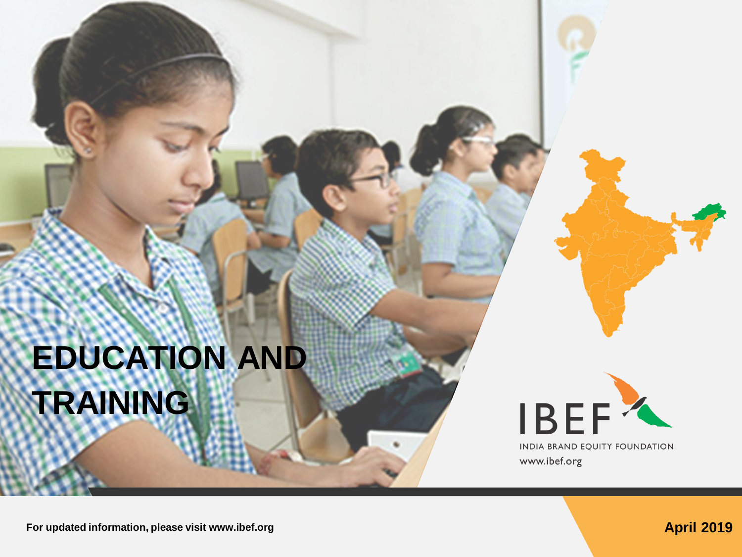# EDUCATION AND TRAINING

IBEF

INDIA BRAND EQUITY FOUNDATION

www.ibef.org

For updated information, please visit www.ibef.org

April 2019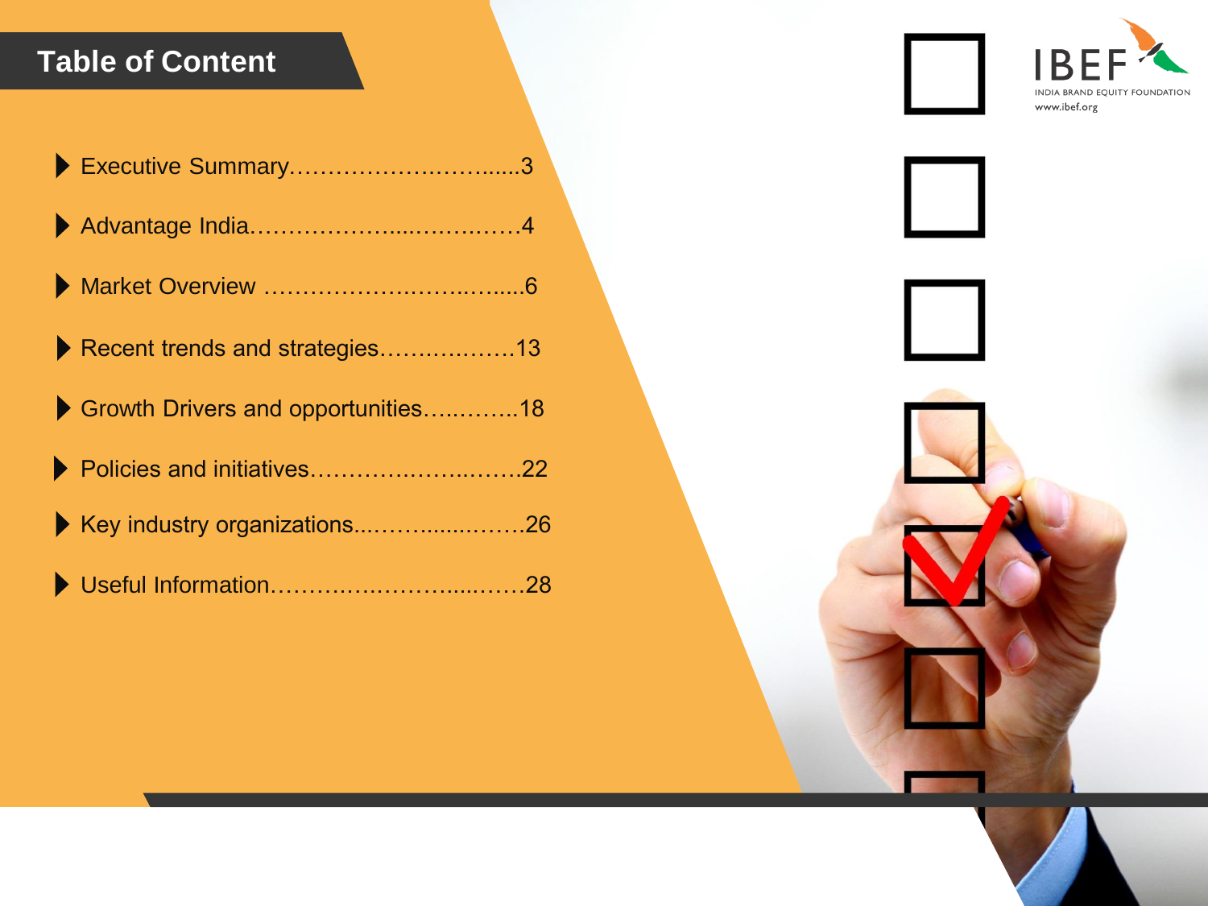# Table of Content

- Executive Summary…………………….……......3
- Advantage India.………………...……….….…4
- Market Overview ……………………….……......6
- Recent trends and strategies………….……13
- Growth Drivers and opportunities…..……...18
- Policies and initiatives………….……….…….22
- Key industry organizations...……......…….26
- Useful Information……….…………....……28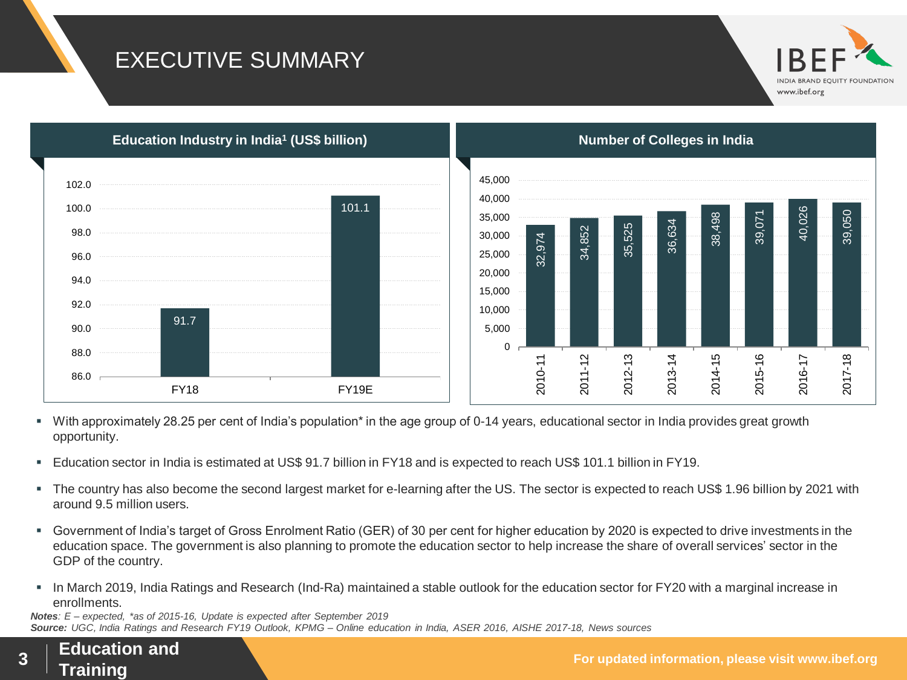# EXECUTIVE SUMMARY

**Education Industry in India[1] (US$ billion)**

| Year | Value |
|---|---|
| FY18 | 91.7 |
| FY19E | 101.1 |

**Number of Colleges in India**

| Year | Number |
|---|---|
| 2010-11 | 32,974 |
| 2011-12 | 34,852 |
| 2012-13 | 35,525 |
| 2013-14 | 36,634 |
| 2014-15 | 38,498 |
| 2015-16 | 39,071 |
| 2016-17 | 40,026 |
| 2017-18 | 39,050 |

- With approximately 28.25 per cent of India's population* in the age group of 0-14 years, educational sector in India provides great growth opportunity.
- Education sector in India is estimated at US$ 91.7 billion in FY18 and is expected to reach US$ 101.1 billion in FY19.
- The country has also become the second largest market for e-learning after the US. The sector is expected to reach US$ 1.96 billion by 2021 with around 9.5 million users.
- Government of India's target of Gross Enrolment Ratio (GER) of 30 per cent for higher education by 2020 is expected to drive investments in the education space. The government is also planning to promote the education sector to help increase the share of overall services' sector in the GDP of the country.
- In March 2019, India Ratings and Research (Ind-Ra) maintained a stable outlook for the education sector for FY20 with a marginal increase in enrollments.

***Notes**: E – expected, *as of 2015-16, Update is expected after September 2019*

***Source:** UGC, India Ratings and Research FY19 Outlook, KPMG – Online education in India, ASER 2016, AISHE 2017-18, News sources*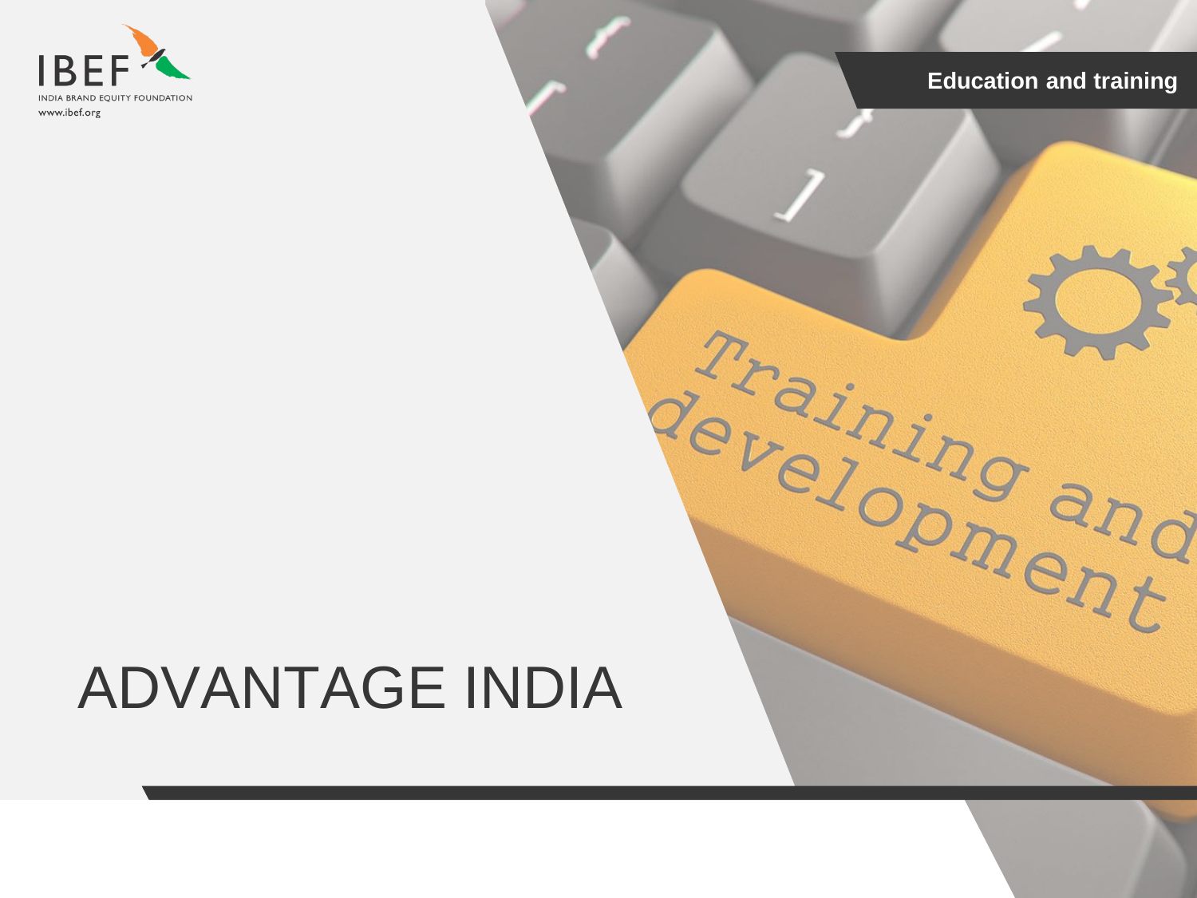# ADVANTAGE INDIA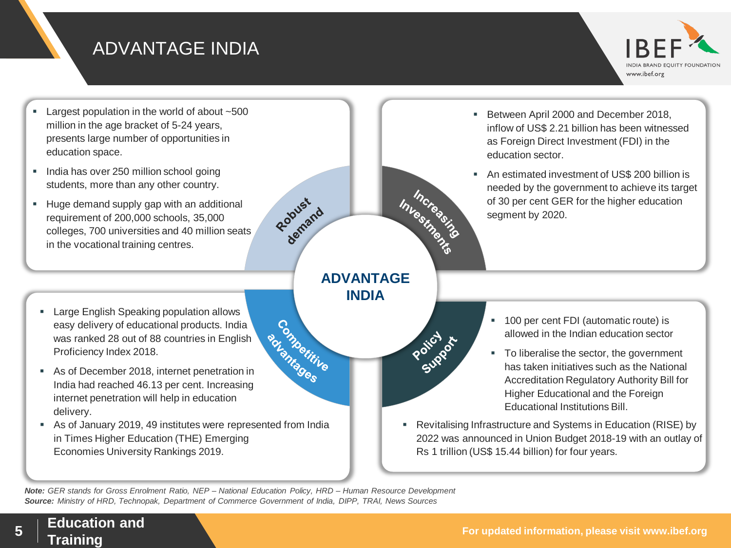# ADVANTAGE INDIA

## Robust demand

- Largest population in the world of about ~500 million in the age bracket of 5-24 years, presents large number of opportunities in education space.
- India has over 250 million school going students, more than any other country.
- Huge demand supply gap with an additional requirement of 200,000 schools, 35,000 colleges, 700 universities and 40 million seats in the vocational training centres.

## Increasing Investments

- Between April 2000 and December 2018, inflow of US$ 2.21 billion has been witnessed as Foreign Direct Investment (FDI) in the education sector.
- An estimated investment of US$ 200 billion is needed by the government to achieve its target of 30 per cent GER for the higher education segment by 2020.

## Competitive advantages

- Large English Speaking population allows easy delivery of educational products. India was ranked 28 out of 88 countries in English Proficiency Index 2018.
- As of December 2018, internet penetration in India had reached 46.13 per cent. Increasing internet penetration will help in education delivery.
- As of January 2019, 49 institutes were represented from India in Times Higher Education (THE) Emerging Economies University Rankings 2019.

## Policy Support

- 100 per cent FDI (automatic route) is allowed in the Indian education sector
- To liberalise the sector, the government has taken initiatives such as the National Accreditation Regulatory Authority Bill for Higher Educational and the Foreign Educational Institutions Bill.
- Revitalising Infrastructure and Systems in Education (RISE) by 2022 was announced in Union Budget 2018-19 with an outlay of Rs 1 trillion (US$ 15.44 billion) for four years.

***Note:*** *GER stands for Gross Enrolment Ratio, NEP – National Education Policy, HRD – Human Resource Development*
***Source:*** *Ministry of HRD, Technopak, Department of Commerce Government of India, DIPP, TRAI, News Sources*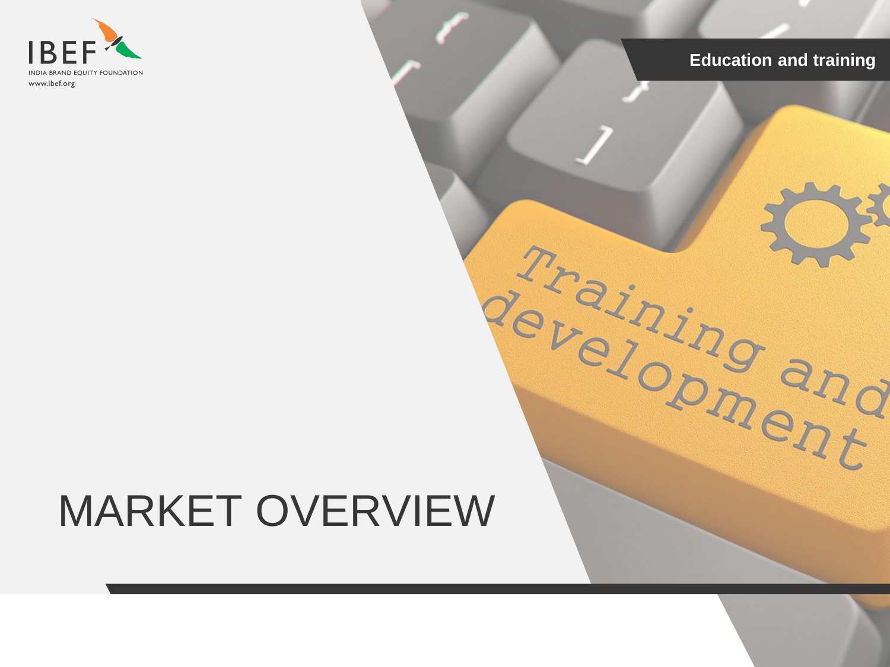# MARKET OVERVIEW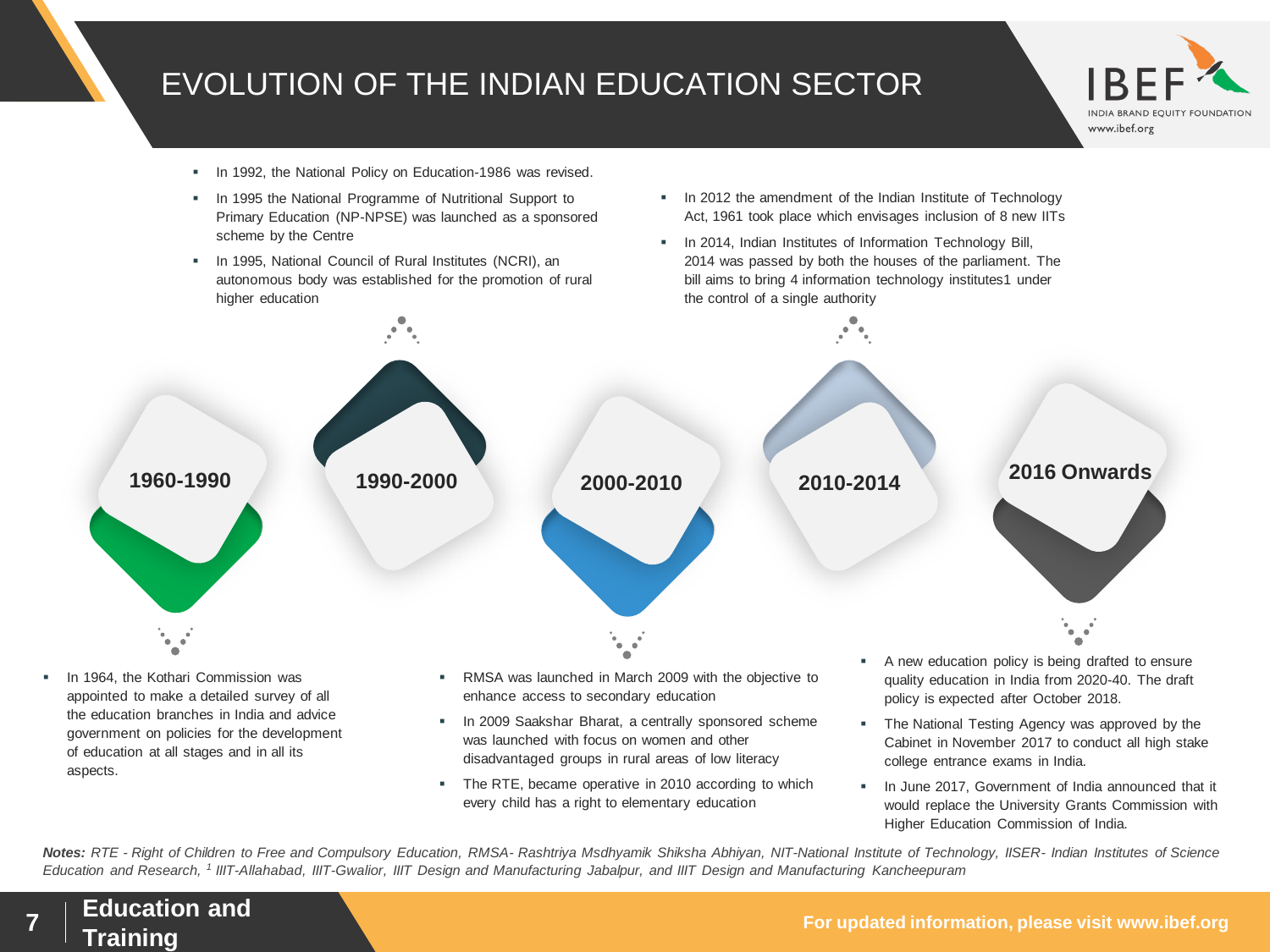# EVOLUTION OF THE INDIAN EDUCATION SECTOR

## 1960-1990

- In 1964, the Kothari Commission was appointed to make a detailed survey of all the education branches in India and advice government on policies for the development of education at all stages and in all its aspects.

## 1990-2000

- In 1992, the National Policy on Education-1986 was revised.
- In 1995 the National Programme of Nutritional Support to Primary Education (NP-NPSE) was launched as a sponsored scheme by the Centre
- In 1995, National Council of Rural Institutes (NCRI), an autonomous body was established for the promotion of rural higher education

## 2000-2010

- RMSA was launched in March 2009 with the objective to enhance access to secondary education
- In 2009 Saakshar Bharat, a centrally sponsored scheme was launched with focus on women and other disadvantaged groups in rural areas of low literacy
- The RTE, became operative in 2010 according to which every child has a right to elementary education

## 2010-2014

- In 2012 the amendment of the Indian Institute of Technology Act, 1961 took place which envisages inclusion of 8 new IITs
- In 2014, Indian Institutes of Information Technology Bill, 2014 was passed by both the houses of the parliament. The bill aims to bring 4 information technology institutes[1] under the control of a single authority

## 2016 Onwards

- A new education policy is being drafted to ensure quality education in India from 2020-40. The draft policy is expected after October 2018.
- The National Testing Agency was approved by the Cabinet in November 2017 to conduct all high stake college entrance exams in India.
- In June 2017, Government of India announced that it would replace the University Grants Commission with Higher Education Commission of India.

***Notes:*** *RTE - Right of Children to Free and Compulsory Education, RMSA- Rashtriya Msdhyamik Shiksha Abhiyan, NIT-National Institute of Technology, IISER- Indian Institutes of Science Education and Research, [1] IIIT-Allahabad, IIIT-Gwalior, IIIT Design and Manufacturing Jabalpur, and IIIT Design and Manufacturing Kancheepuram*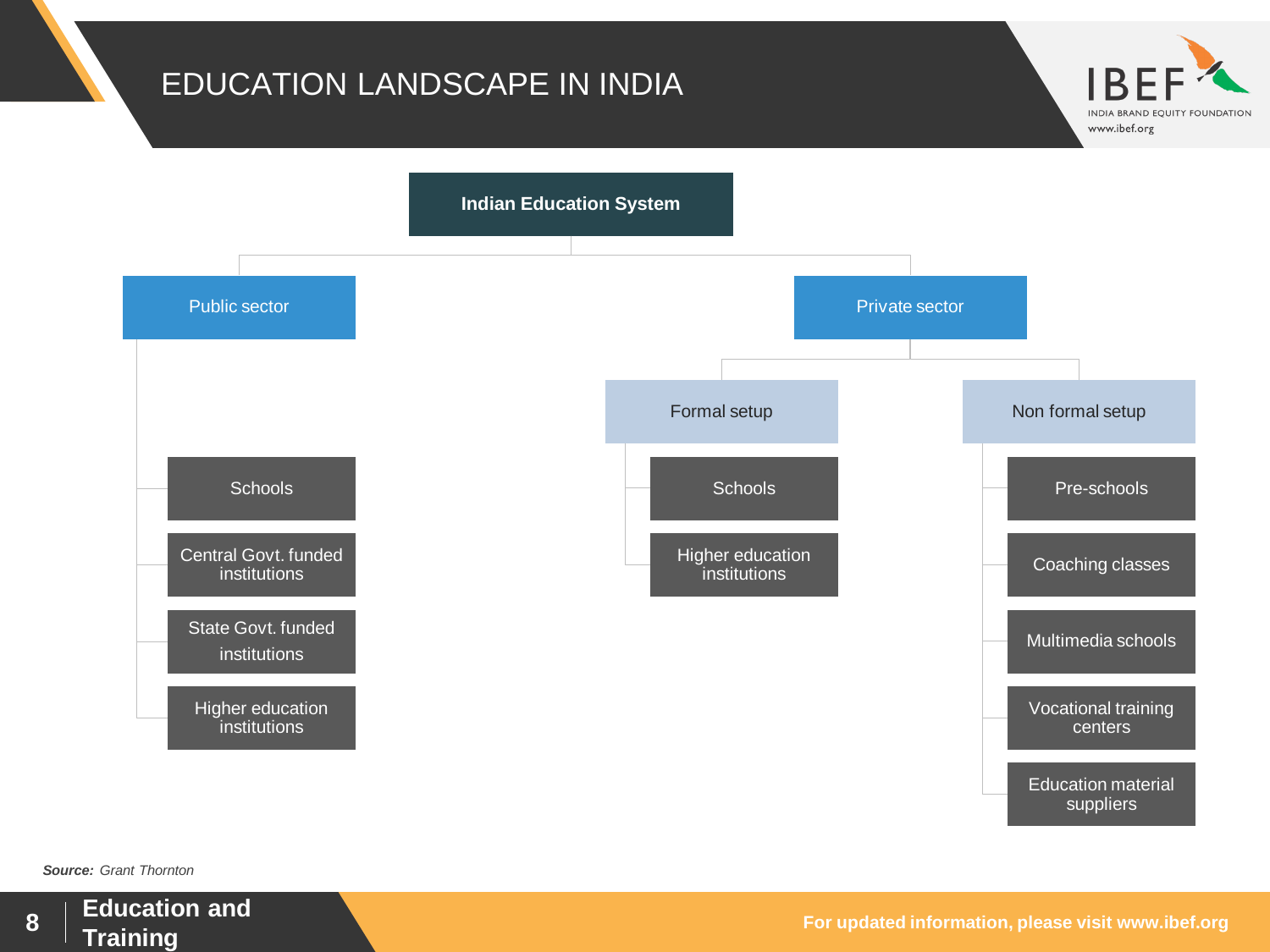# EDUCATION LANDSCAPE IN INDIA

**Indian Education System**

- Public sector
  - Schools
  - Central Govt. funded institutions
  - State Govt. funded institutions
  - Higher education institutions
- Private sector
  - Formal setup
    - Schools
    - Higher education institutions
  - Non formal setup
    - Pre-schools
    - Coaching classes
    - Multimedia schools
    - Vocational training centers
    - Education material suppliers

***Source:*** *Grant Thornton*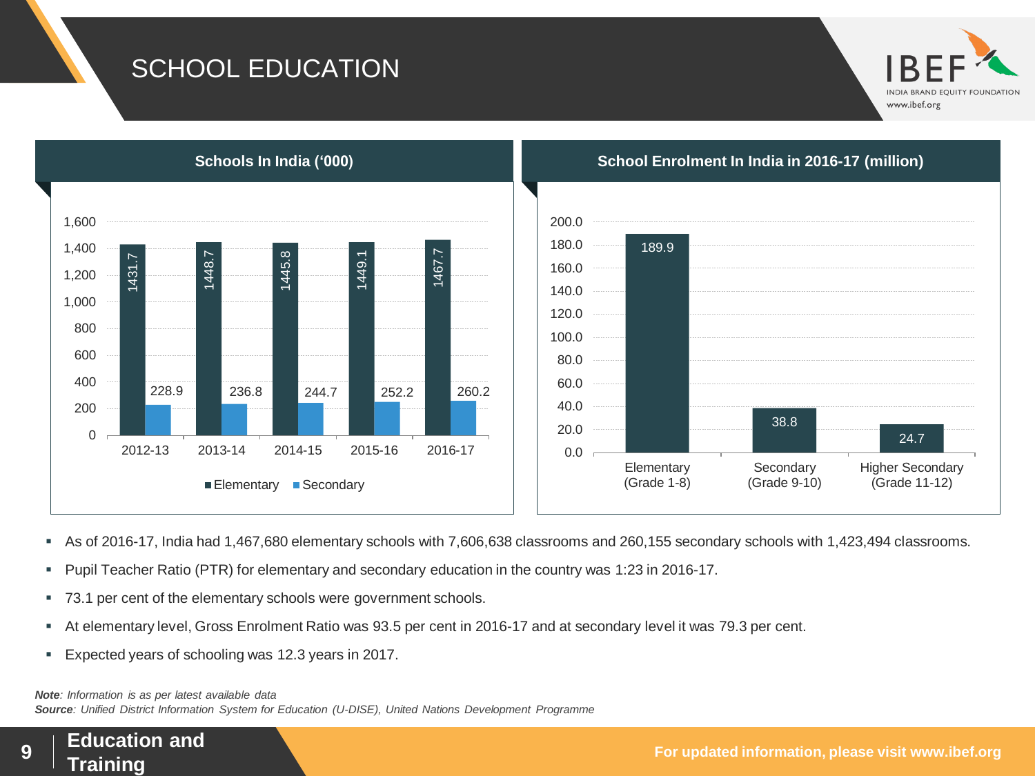# SCHOOL EDUCATION

## Schools In India ('000)

| Year | Elementary | Secondary |
|---|---|---|
| 2012-13 | 1431.7 | 228.9 |
| 2013-14 | 1448.7 | 236.8 |
| 2014-15 | 1445.8 | 244.7 |
| 2015-16 | 1449.1 | 252.2 |
| 2016-17 | 1467.7 | 260.2 |

## School Enrolment In India in 2016-17 (million)

| Level | Enrolment |
|---|---|
| Elementary (Grade 1-8) | 189.9 |
| Secondary (Grade 9-10) | 38.8 |
| Higher Secondary (Grade 11-12) | 24.7 |

- As of 2016-17, India had 1,467,680 elementary schools with 7,606,638 classrooms and 260,155 secondary schools with 1,423,494 classrooms.
- Pupil Teacher Ratio (PTR) for elementary and secondary education in the country was 1:23 in 2016-17.
- 73.1 per cent of the elementary schools were government schools.
- At elementary level, Gross Enrolment Ratio was 93.5 per cent in 2016-17 and at secondary level it was 79.3 per cent.
- Expected years of schooling was 12.3 years in 2017.

***Note**: Information is as per latest available data*
***Source**: Unified District Information System for Education (U-DISE), United Nations Development Programme*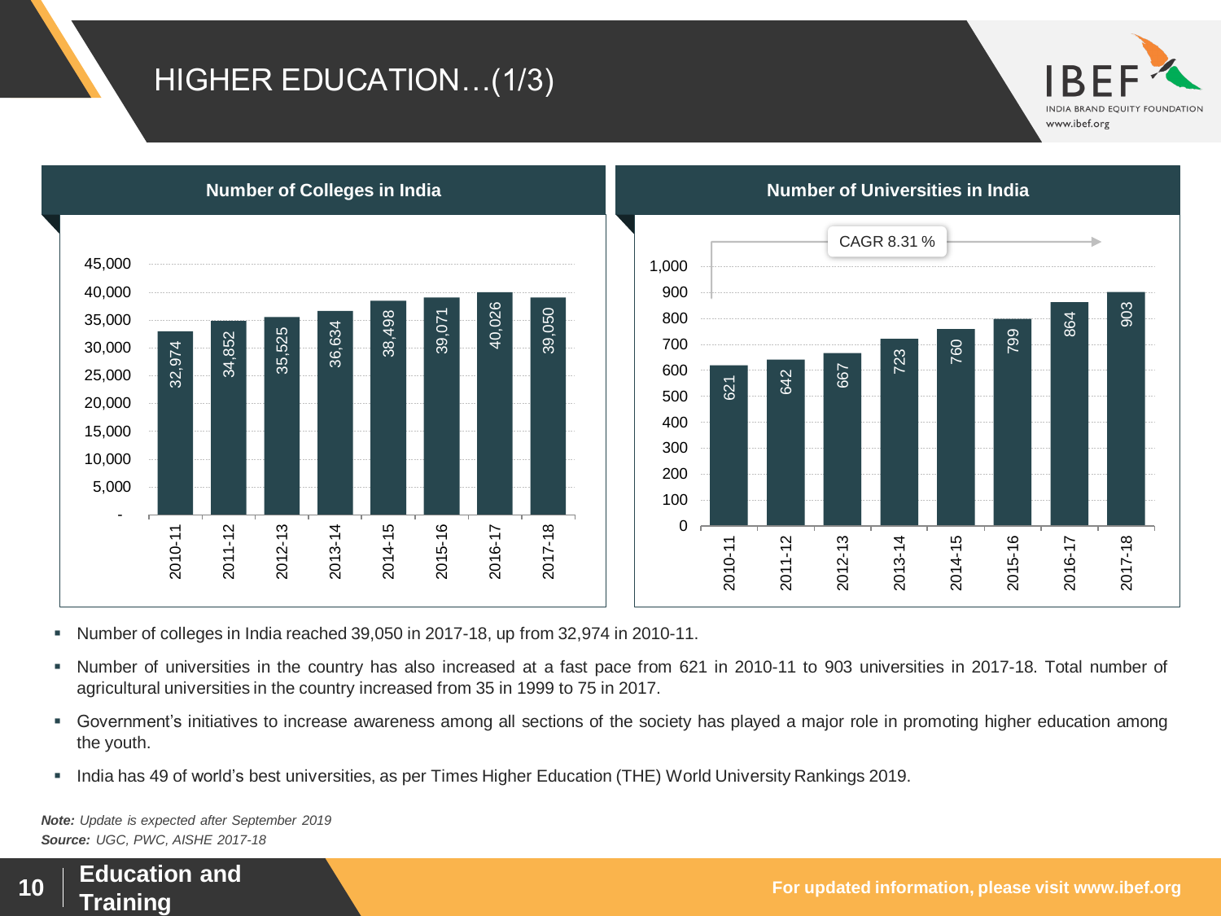# HIGHER EDUCATION…(1/3)

## Number of Colleges in India

| Year | Number of Colleges |
|---|---|
| 2010-11 | 32,974 |
| 2011-12 | 34,852 |
| 2012-13 | 35,525 |
| 2013-14 | 36,634 |
| 2014-15 | 38,498 |
| 2015-16 | 39,071 |
| 2016-17 | 40,026 |
| 2017-18 | 39,050 |

## Number of Universities in India

CAGR 8.31 %

| Year | Number of Universities |
|---|---|
| 2010-11 | 621 |
| 2011-12 | 642 |
| 2012-13 | 667 |
| 2013-14 | 723 |
| 2014-15 | 760 |
| 2015-16 | 799 |
| 2016-17 | 864 |
| 2017-18 | 903 |

- Number of colleges in India reached 39,050 in 2017-18, up from 32,974 in 2010-11.
- Number of universities in the country has also increased at a fast pace from 621 in 2010-11 to 903 universities in 2017-18. Total number of agricultural universities in the country increased from 35 in 1999 to 75 in 2017.
- Government's initiatives to increase awareness among all sections of the society has played a major role in promoting higher education among the youth.
- India has 49 of world's best universities, as per Times Higher Education (THE) World University Rankings 2019.

***Note:*** *Update is expected after September 2019*
***Source:*** *UGC, PWC, AISHE 2017-18*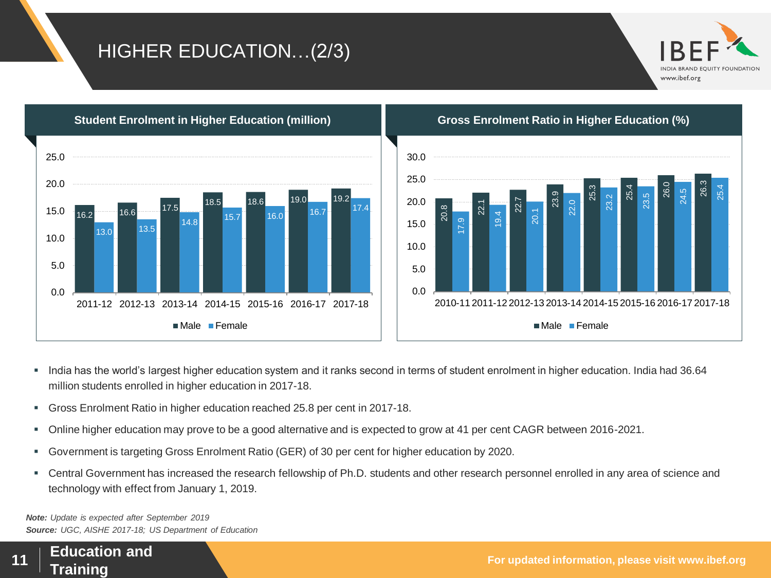# HIGHER EDUCATION…(2/3)

**Student Enrolment in Higher Education (million)**

| Year | Male | Female |
|---|---|---|
| 2011-12 | 16.2 | 13.0 |
| 2012-13 | 16.6 | 13.5 |
| 2013-14 | 17.5 | 14.8 |
| 2014-15 | 18.5 | 15.7 |
| 2015-16 | 18.6 | 16.0 |
| 2016-17 | 19.0 | 16.7 |
| 2017-18 | 19.2 | 17.4 |

**Gross Enrolment Ratio in Higher Education (%)**

| Year | Male | Female |
|---|---|---|
| 2010-11 | 20.8 | 17.9 |
| 2011-12 | 22.1 | 19.4 |
| 2012-13 | 22.7 | 20.1 |
| 2013-14 | 23.9 | 22.0 |
| 2014-15 | 25.3 | 23.2 |
| 2015-16 | 25.4 | 23.5 |
| 2016-17 | 26.0 | 24.5 |
| 2017-18 | 26.3 | 25.4 |

- India has the world's largest higher education system and it ranks second in terms of student enrolment in higher education. India had 36.64 million students enrolled in higher education in 2017-18.
- Gross Enrolment Ratio in higher education reached 25.8 per cent in 2017-18.
- Online higher education may prove to be a good alternative and is expected to grow at 41 per cent CAGR between 2016-2021.
- Government is targeting Gross Enrolment Ratio (GER) of 30 per cent for higher education by 2020.
- Central Government has increased the research fellowship of Ph.D. students and other research personnel enrolled in any area of science and technology with effect from January 1, 2019.

***Note:*** *Update is expected after September 2019*
***Source:*** *UGC, AISHE 2017-18; US Department of Education*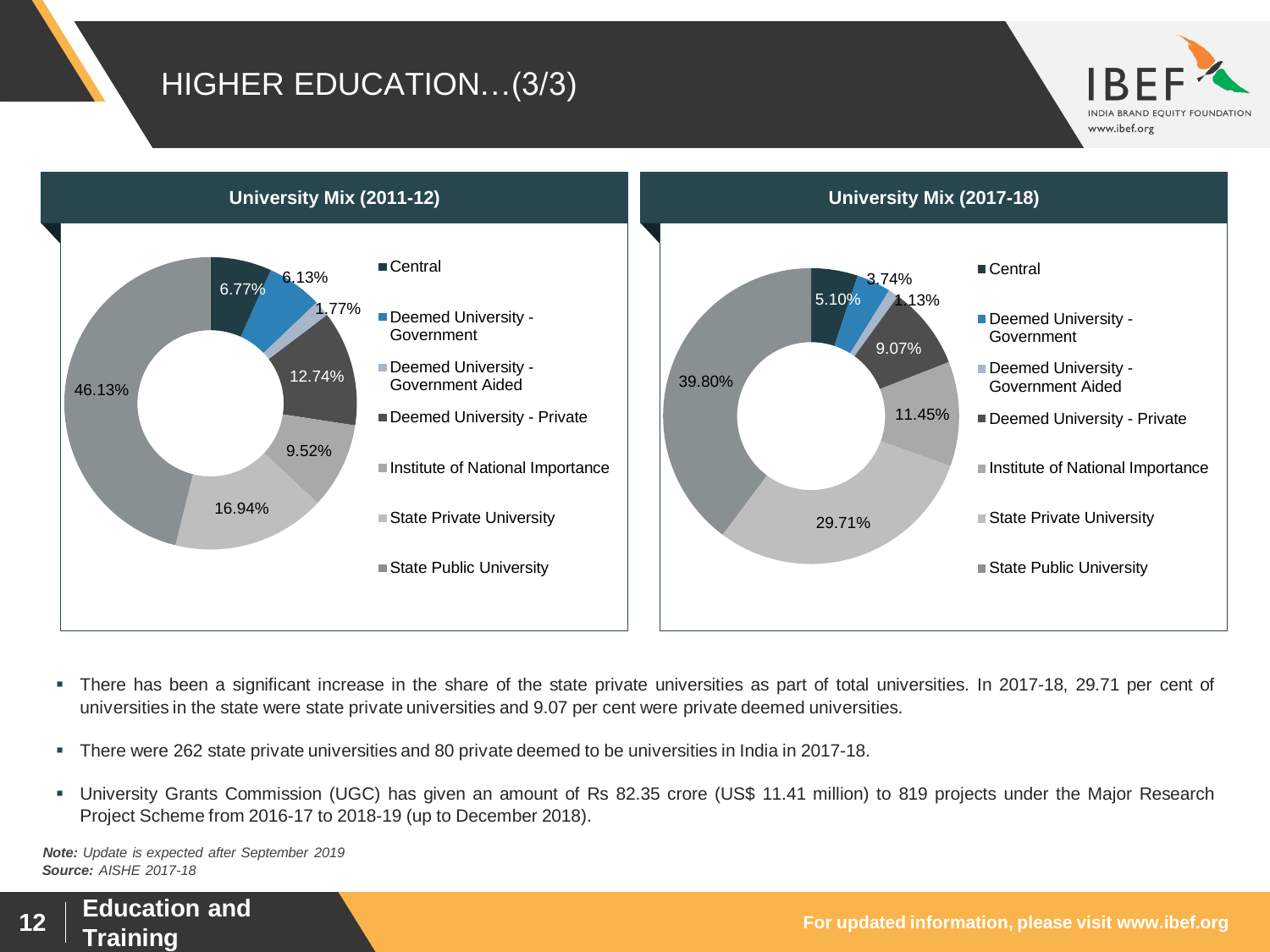# HIGHER EDUCATION…(3/3)

### University Mix (2011-12)

| Category | Share |
|---|---|
| Central | 6.77% |
| Deemed University - Government | 6.13% |
| Deemed University - Government Aided | 1.77% |
| Deemed University - Private | 12.74% |
| Institute of National Importance | 9.52% |
| State Private University | 16.94% |
| State Public University | 46.13% |

### University Mix (2017-18)

| Category | Share |
|---|---|
| Central | 5.10% |
| Deemed University - Government | 3.74% |
| Deemed University - Government Aided | 1.13% |
| Deemed University - Private | 9.07% |
| Institute of National Importance | 11.45% |
| State Private University | 29.71% |
| State Public University | 39.80% |

- There has been a significant increase in the share of the state private universities as part of total universities. In 2017-18, 29.71 per cent of universities in the state were state private universities and 9.07 per cent were private deemed universities.
- There were 262 state private universities and 80 private deemed to be universities in India in 2017-18.
- University Grants Commission (UGC) has given an amount of Rs 82.35 crore (US$ 11.41 million) to 819 projects under the Major Research Project Scheme from 2016-17 to 2018-19 (up to December 2018).

***Note:*** *Update is expected after September 2019*
***Source:*** *AISHE 2017-18*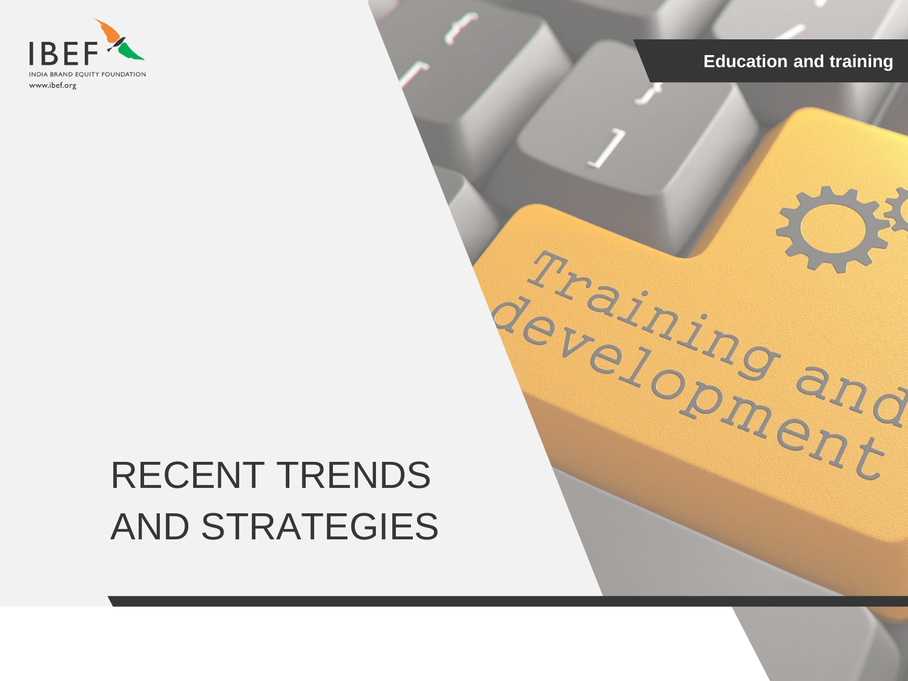# RECENT TRENDS AND STRATEGIES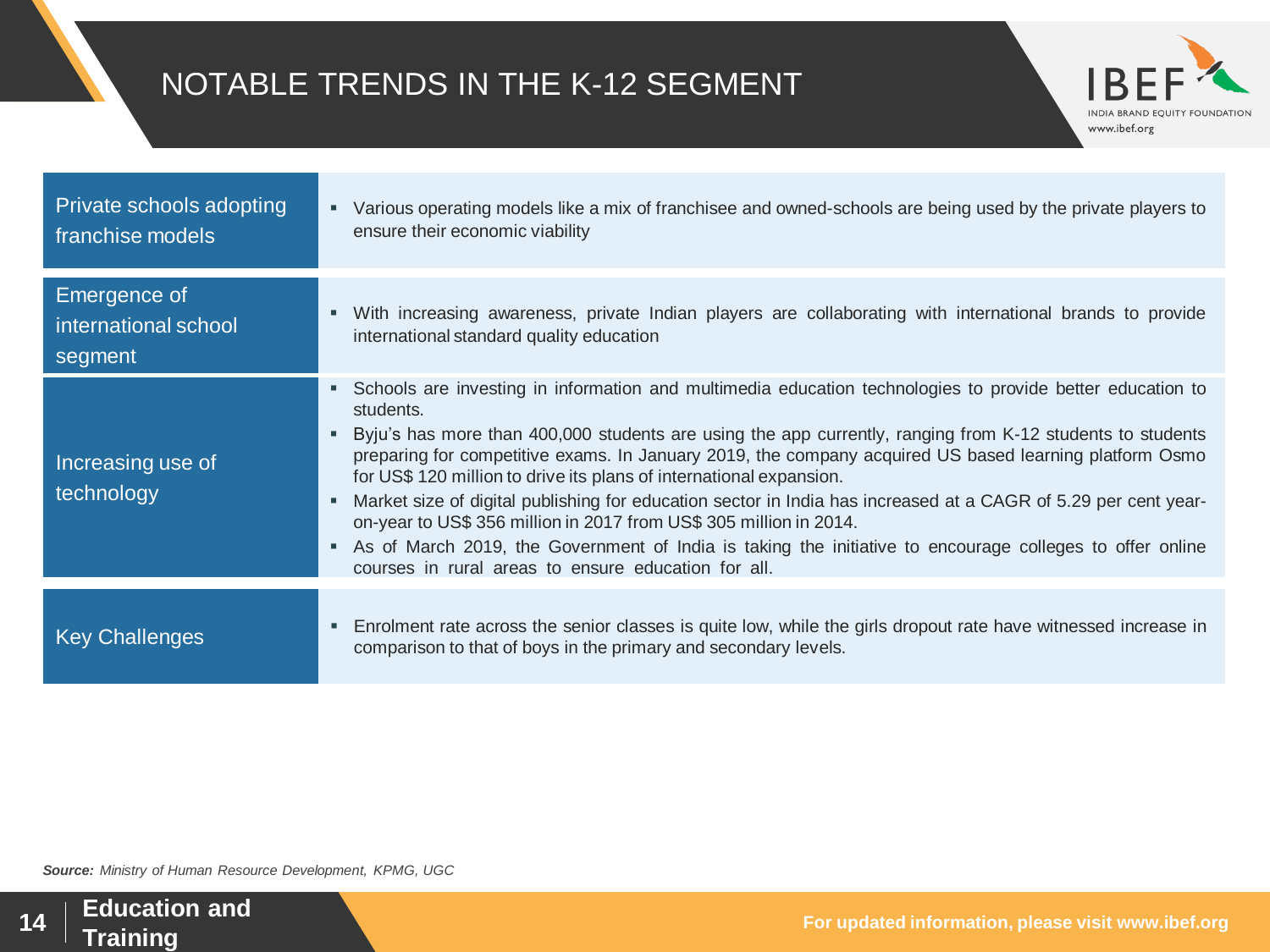# NOTABLE TRENDS IN THE K-12 SEGMENT

| | |
|---|---|
| Private schools adopting franchise models | ▪ Various operating models like a mix of franchisee and owned-schools are being used by the private players to ensure their economic viability |
| Emergence of international school segment | ▪ With increasing awareness, private Indian players are collaborating with international brands to provide international standard quality education |
| Increasing use of technology | ▪ Schools are investing in information and multimedia education technologies to provide better education to students.<br>▪ Byju's has more than 400,000 students are using the app currently, ranging from K-12 students to students preparing for competitive exams. In January 2019, the company acquired US based learning platform Osmo for US$ 120 million to drive its plans of international expansion.<br>▪ Market size of digital publishing for education sector in India has increased at a CAGR of 5.29 per cent year-on-year to US$ 356 million in 2017 from US$ 305 million in 2014.<br>▪ As of March 2019, the Government of India is taking the initiative to encourage colleges to offer online courses in rural areas to ensure education for all. |
| Key Challenges | ▪ Enrolment rate across the senior classes is quite low, while the girls dropout rate have witnessed increase in comparison to that of boys in the primary and secondary levels. |

***Source:*** *Ministry of Human Resource Development, KPMG, UGC*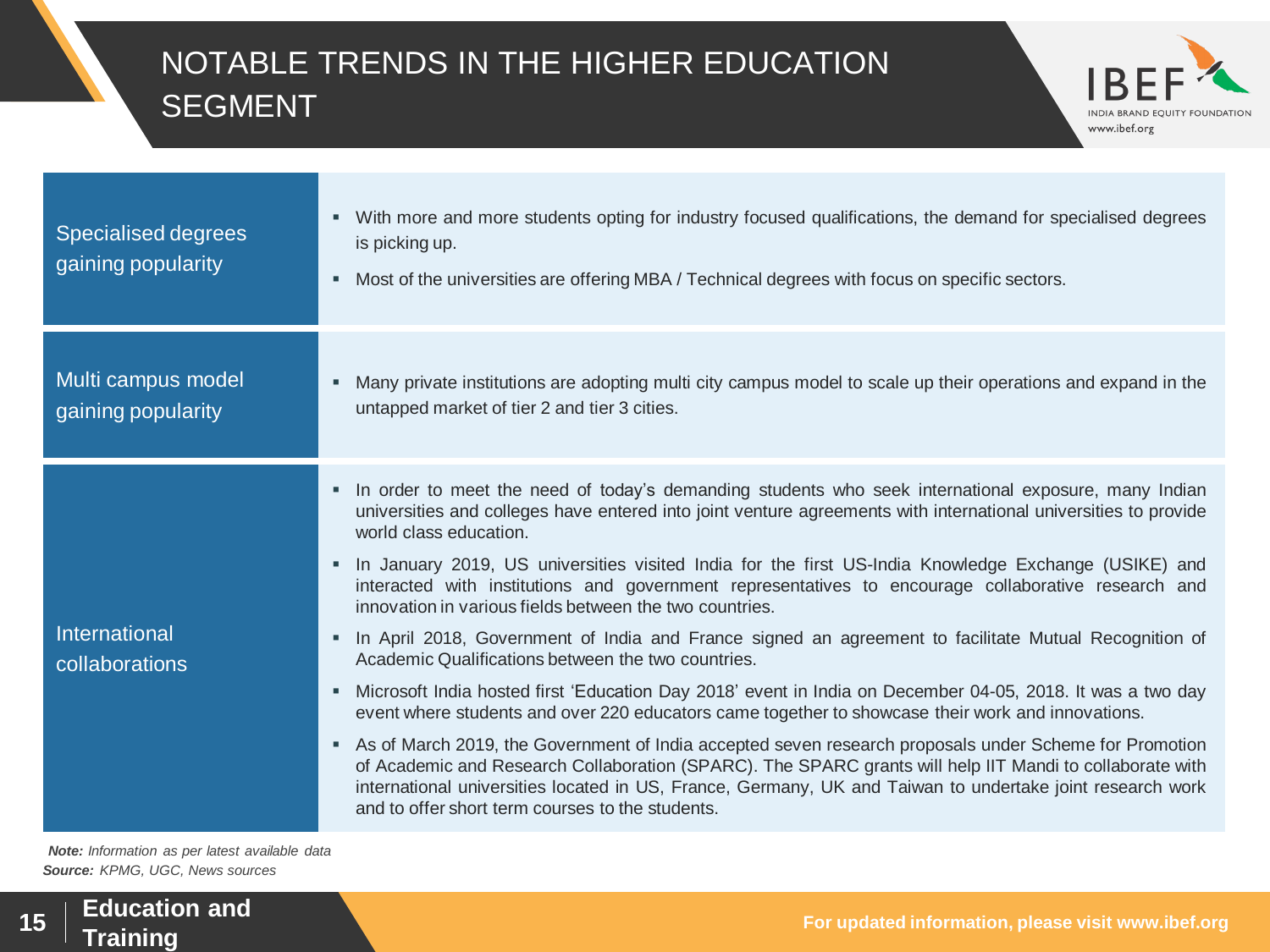# NOTABLE TRENDS IN THE HIGHER EDUCATION SEGMENT

## Specialised degrees gaining popularity

- With more and more students opting for industry focused qualifications, the demand for specialised degrees is picking up.
- Most of the universities are offering MBA / Technical degrees with focus on specific sectors.

## Multi campus model gaining popularity

- Many private institutions are adopting multi city campus model to scale up their operations and expand in the untapped market of tier 2 and tier 3 cities.

## International collaborations

- In order to meet the need of today's demanding students who seek international exposure, many Indian universities and colleges have entered into joint venture agreements with international universities to provide world class education.
- In January 2019, US universities visited India for the first US-India Knowledge Exchange (USIKE) and interacted with institutions and government representatives to encourage collaborative research and innovation in various fields between the two countries.
- In April 2018, Government of India and France signed an agreement to facilitate Mutual Recognition of Academic Qualifications between the two countries.
- Microsoft India hosted first 'Education Day 2018' event in India on December 04-05, 2018. It was a two day event where students and over 220 educators came together to showcase their work and innovations.
- As of March 2019, the Government of India accepted seven research proposals under Scheme for Promotion of Academic and Research Collaboration (SPARC). The SPARC grants will help IIT Mandi to collaborate with international universities located in US, France, Germany, UK and Taiwan to undertake joint research work and to offer short term courses to the students.

***Note:*** *Information as per latest available data*
***Source:*** *KPMG, UGC, News sources*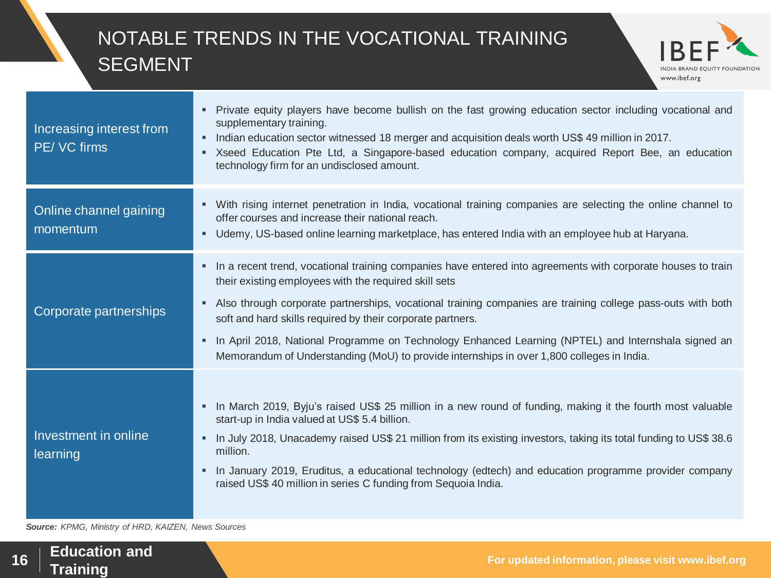# NOTABLE TRENDS IN THE VOCATIONAL TRAINING SEGMENT

| | |
|---|---|
| Increasing interest from PE/ VC firms | ▪ Private equity players have become bullish on the fast growing education sector including vocational and supplementary training.<br>▪ Indian education sector witnessed 18 merger and acquisition deals worth US$ 49 million in 2017.<br>▪ Xseed Education Pte Ltd, a Singapore-based education company, acquired Report Bee, an education technology firm for an undisclosed amount. |
| Online channel gaining momentum | ▪ With rising internet penetration in India, vocational training companies are selecting the online channel to offer courses and increase their national reach.<br>▪ Udemy, US-based online learning marketplace, has entered India with an employee hub at Haryana. |
| Corporate partnerships | ▪ In a recent trend, vocational training companies have entered into agreements with corporate houses to train their existing employees with the required skill sets<br>▪ Also through corporate partnerships, vocational training companies are training college pass-outs with both soft and hard skills required by their corporate partners.<br>▪ In April 2018, National Programme on Technology Enhanced Learning (NPTEL) and Internshala signed an Memorandum of Understanding (MoU) to provide internships in over 1,800 colleges in India. |
| Investment in online learning | ▪ In March 2019, Byju's raised US$ 25 million in a new round of funding, making it the fourth most valuable start-up in India valued at US$ 5.4 billion.<br>▪ In July 2018, Unacademy raised US$ 21 million from its existing investors, taking its total funding to US$ 38.6 million.<br>▪ In January 2019, Eruditus, a educational technology (edtech) and education programme provider company raised US$ 40 million in series C funding from Sequoia India. |

***Source:*** *KPMG, Ministry of HRD, KAIZEN, News Sources*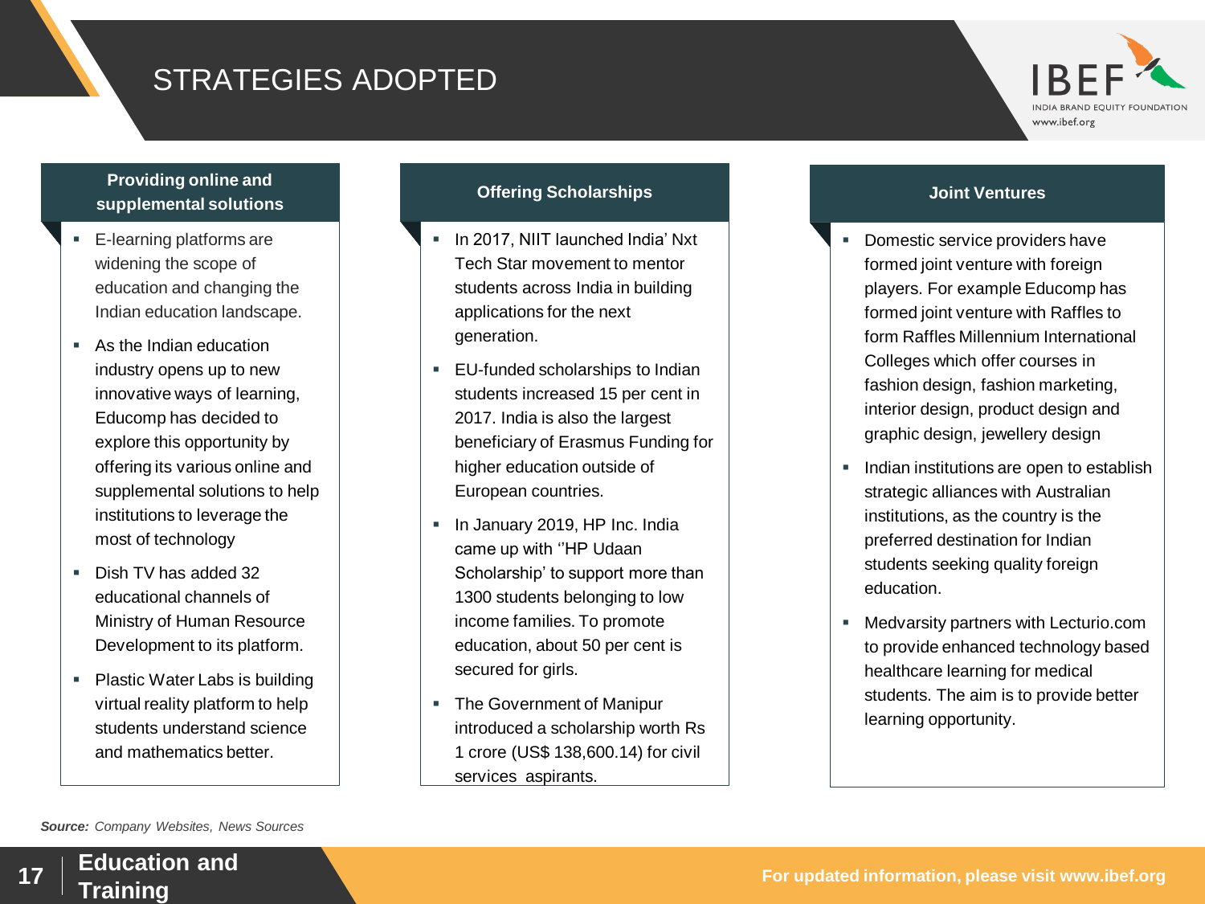# STRATEGIES ADOPTED

### Providing online and supplemental solutions

- E-learning platforms are widening the scope of education and changing the Indian education landscape.
- As the Indian education industry opens up to new innovative ways of learning, Educomp has decided to explore this opportunity by offering its various online and supplemental solutions to help institutions to leverage the most of technology
- Dish TV has added 32 educational channels of Ministry of Human Resource Development to its platform.
- Plastic Water Labs is building virtual reality platform to help students understand science and mathematics better.

### Offering Scholarships

- In 2017, NIIT launched India' Nxt Tech Star movement to mentor students across India in building applications for the next generation.
- EU-funded scholarships to Indian students increased 15 per cent in 2017. India is also the largest beneficiary of Erasmus Funding for higher education outside of European countries.
- In January 2019, HP Inc. India came up with ''HP Udaan Scholarship' to support more than 1300 students belonging to low income families. To promote education, about 50 per cent is secured for girls.
- The Government of Manipur introduced a scholarship worth Rs 1 crore (US$ 138,600.14) for civil services aspirants.

### Joint Ventures

- Domestic service providers have formed joint venture with foreign players. For example Educomp has formed joint venture with Raffles to form Raffles Millennium International Colleges which offer courses in fashion design, fashion marketing, interior design, product design and graphic design, jewellery design
- Indian institutions are open to establish strategic alliances with Australian institutions, as the country is the preferred destination for Indian students seeking quality foreign education.
- Medvarsity partners with Lecturio.com to provide enhanced technology based healthcare learning for medical students. The aim is to provide better learning opportunity.

***Source:*** *Company Websites, News Sources*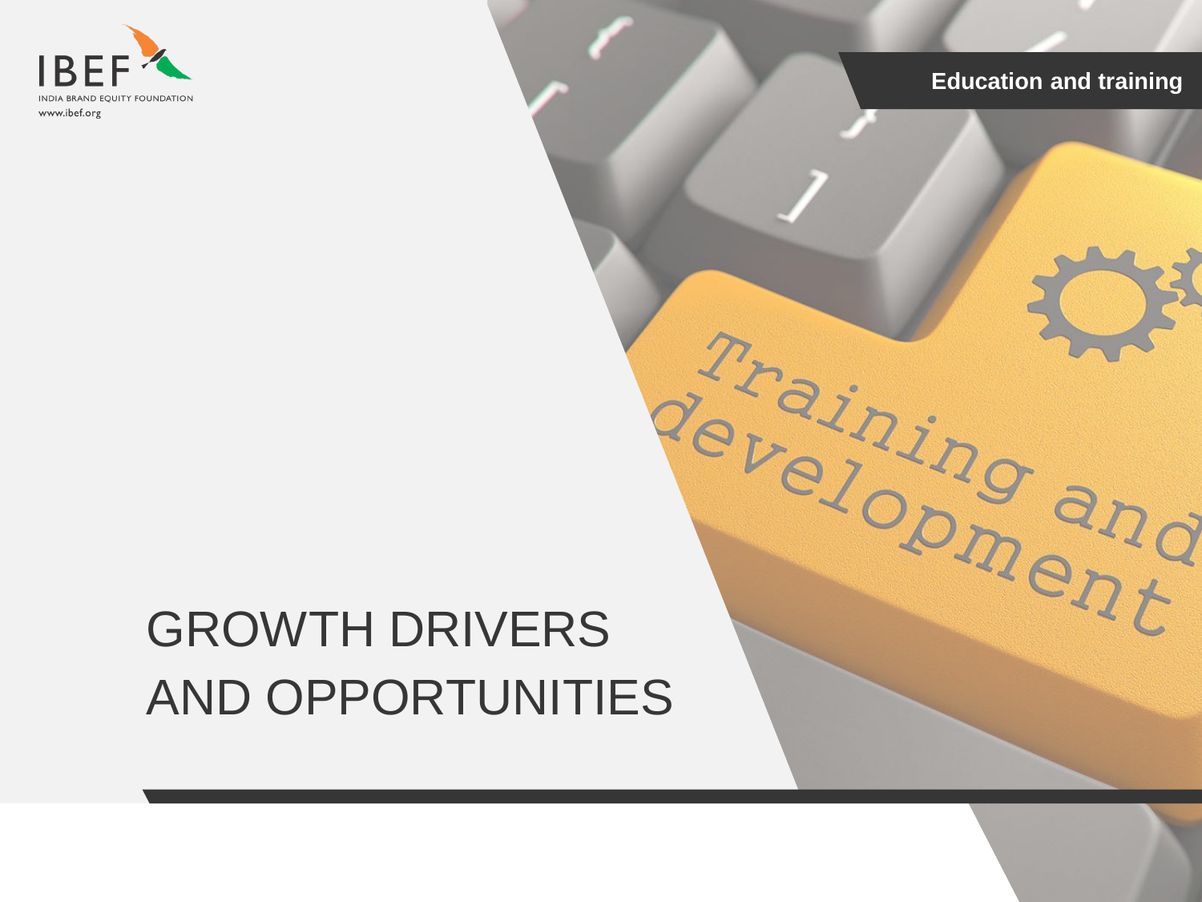# GROWTH DRIVERS AND OPPORTUNITIES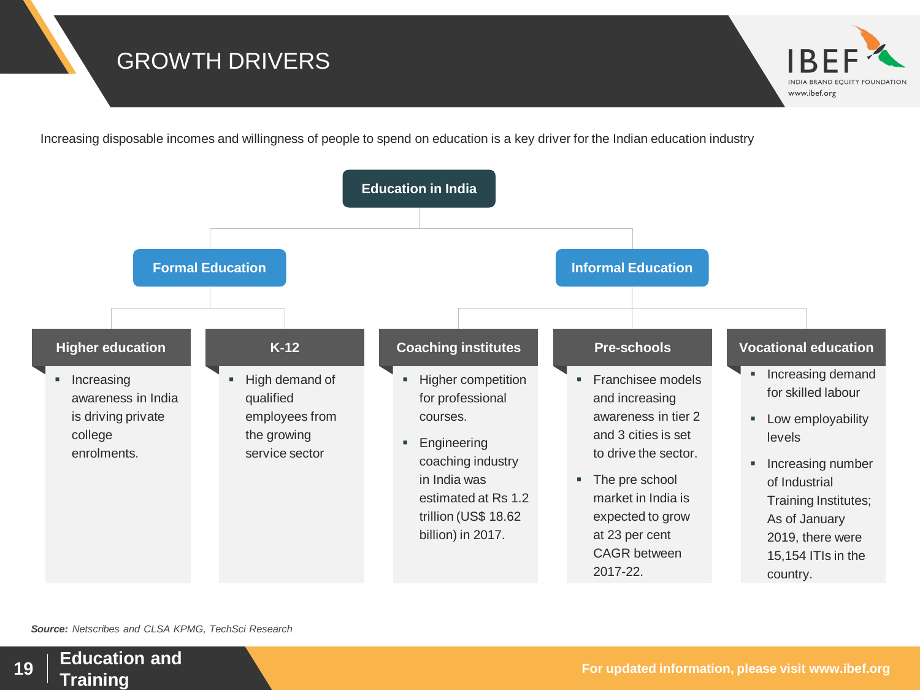# GROWTH DRIVERS

Increasing disposable incomes and willingness of people to spend on education is a key driver for the Indian education industry

## Education in India

### Formal Education

#### Higher education

- Increasing awareness in India is driving private college enrolments.

#### K-12

- High demand of qualified employees from the growing service sector

### Informal Education

#### Coaching institutes

- Higher competition for professional courses.
- Engineering coaching industry in India was estimated at Rs 1.2 trillion (US$ 18.62 billion) in 2017.

#### Pre-schools

- Franchisee models and increasing awareness in tier 2 and 3 cities is set to drive the sector.
- The pre school market in India is expected to grow at 23 per cent CAGR between 2017-22.

#### Vocational education

- Increasing demand for skilled labour
- Low employability levels
- Increasing number of Industrial Training Institutes; As of January 2019, there were 15,154 ITIs in the country.

***Source:*** *Netscribes and CLSA KPMG, TechSci Research*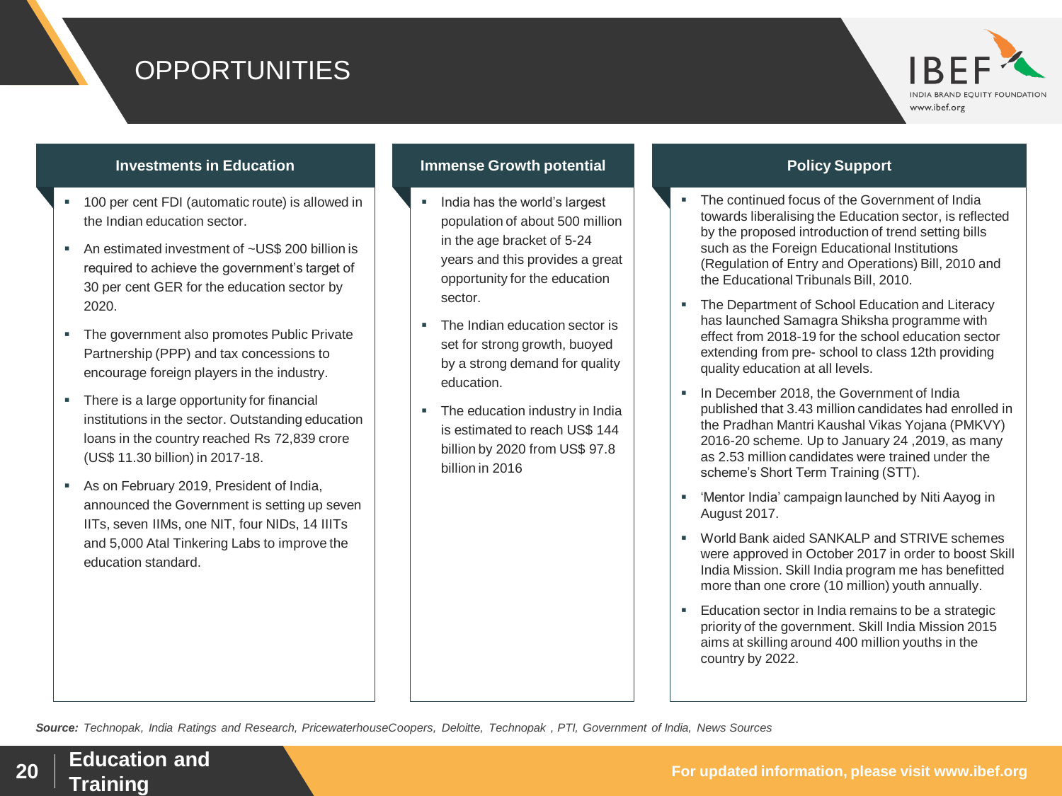# OPPORTUNITIES

## Investments in Education

- 100 per cent FDI (automatic route) is allowed in the Indian education sector.
- An estimated investment of ~US$ 200 billion is required to achieve the government's target of 30 per cent GER for the education sector by 2020.
- The government also promotes Public Private Partnership (PPP) and tax concessions to encourage foreign players in the industry.
- There is a large opportunity for financial institutions in the sector. Outstanding education loans in the country reached Rs 72,839 crore (US$ 11.30 billion) in 2017-18.
- As on February 2019, President of India, announced the Government is setting up seven IITs, seven IIMs, one NIT, four NIDs, 14 IIITs and 5,000 Atal Tinkering Labs to improve the education standard.

## Immense Growth potential

- India has the world's largest population of about 500 million in the age bracket of 5-24 years and this provides a great opportunity for the education sector.
- The Indian education sector is set for strong growth, buoyed by a strong demand for quality education.
- The education industry in India is estimated to reach US$ 144 billion by 2020 from US$ 97.8 billion in 2016

## Policy Support

- The continued focus of the Government of India towards liberalising the Education sector, is reflected by the proposed introduction of trend setting bills such as the Foreign Educational Institutions (Regulation of Entry and Operations) Bill, 2010 and the Educational Tribunals Bill, 2010.
- The Department of School Education and Literacy has launched Samagra Shiksha programme with effect from 2018-19 for the school education sector extending from pre- school to class 12th providing quality education at all levels.
- In December 2018, the Government of India published that 3.43 million candidates had enrolled in the Pradhan Mantri Kaushal Vikas Yojana (PMKVY) 2016-20 scheme. Up to January 24 ,2019, as many as 2.53 million candidates were trained under the scheme's Short Term Training (STT).
- 'Mentor India' campaign launched by Niti Aayog in August 2017.
- World Bank aided SANKALP and STRIVE schemes were approved in October 2017 in order to boost Skill India Mission. Skill India program me has benefitted more than one crore (10 million) youth annually.
- Education sector in India remains to be a strategic priority of the government. Skill India Mission 2015 aims at skilling around 400 million youths in the country by 2022.

***Source:*** *Technopak, India Ratings and Research, PricewaterhouseCoopers, Deloitte, Technopak , PTI, Government of India, News Sources*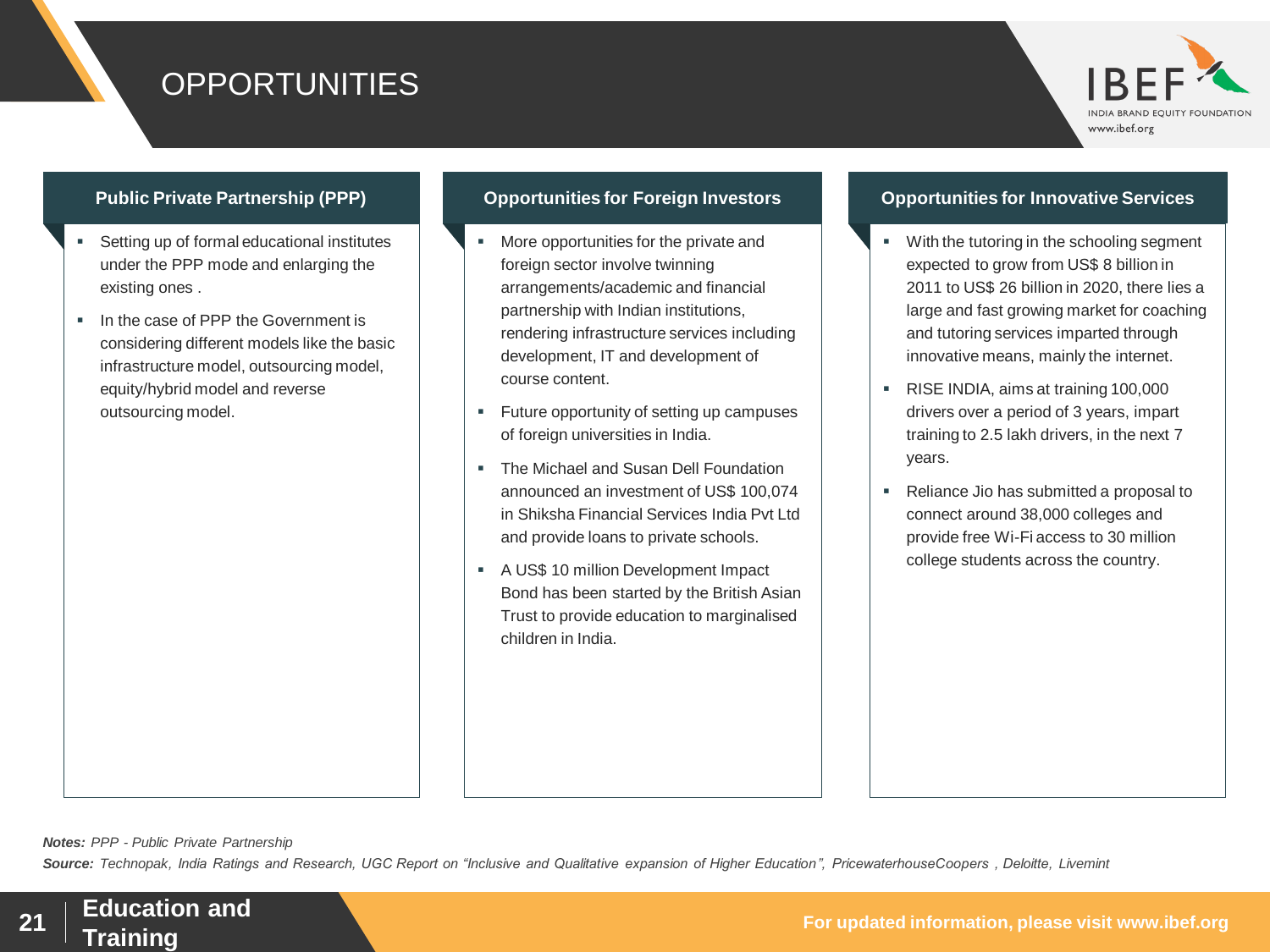# OPPORTUNITIES

## Public Private Partnership (PPP)

- Setting up of formal educational institutes under the PPP mode and enlarging the existing ones .
- In the case of PPP the Government is considering different models like the basic infrastructure model, outsourcing model, equity/hybrid model and reverse outsourcing model.

## Opportunities for Foreign Investors

- More opportunities for the private and foreign sector involve twinning arrangements/academic and financial partnership with Indian institutions, rendering infrastructure services including development, IT and development of course content.
- Future opportunity of setting up campuses of foreign universities in India.
- The Michael and Susan Dell Foundation announced an investment of US$ 100,074 in Shiksha Financial Services India Pvt Ltd and provide loans to private schools.
- A US$ 10 million Development Impact Bond has been started by the British Asian Trust to provide education to marginalised children in India.

## Opportunities for Innovative Services

- With the tutoring in the schooling segment expected to grow from US$ 8 billion in 2011 to US$ 26 billion in 2020, there lies a large and fast growing market for coaching and tutoring services imparted through innovative means, mainly the internet.
- RISE INDIA, aims at training 100,000 drivers over a period of 3 years, impart training to 2.5 lakh drivers, in the next 7 years.
- Reliance Jio has submitted a proposal to connect around 38,000 colleges and provide free Wi-Fi access to 30 million college students across the country.

***Notes:*** *PPP - Public Private Partnership*

***Source:*** *Technopak, India Ratings and Research, UGC Report on "Inclusive and Qualitative expansion of Higher Education", PricewaterhouseCoopers , Deloitte, Livemint*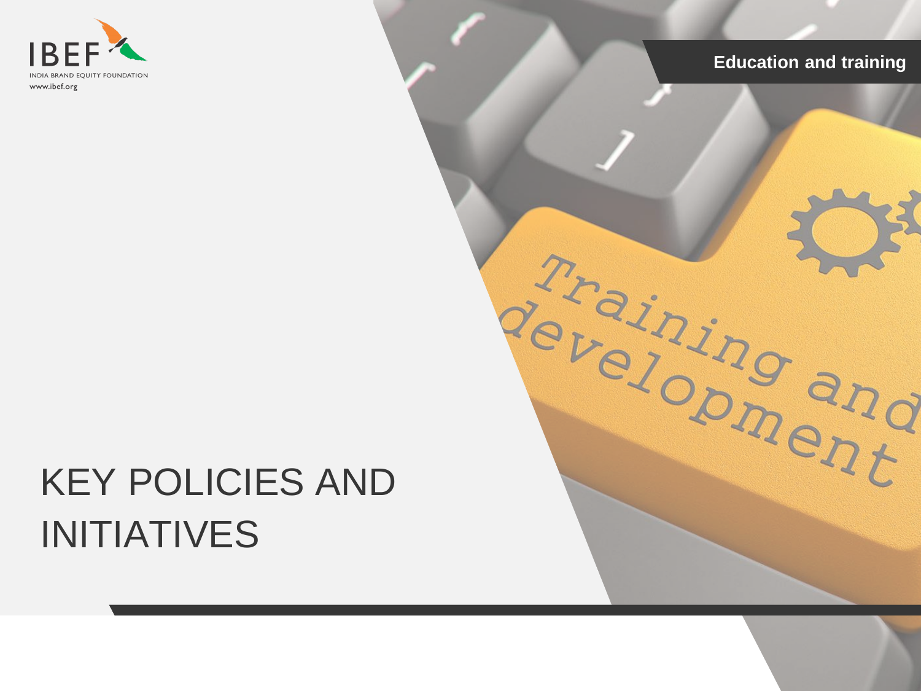# KEY POLICIES AND INITIATIVES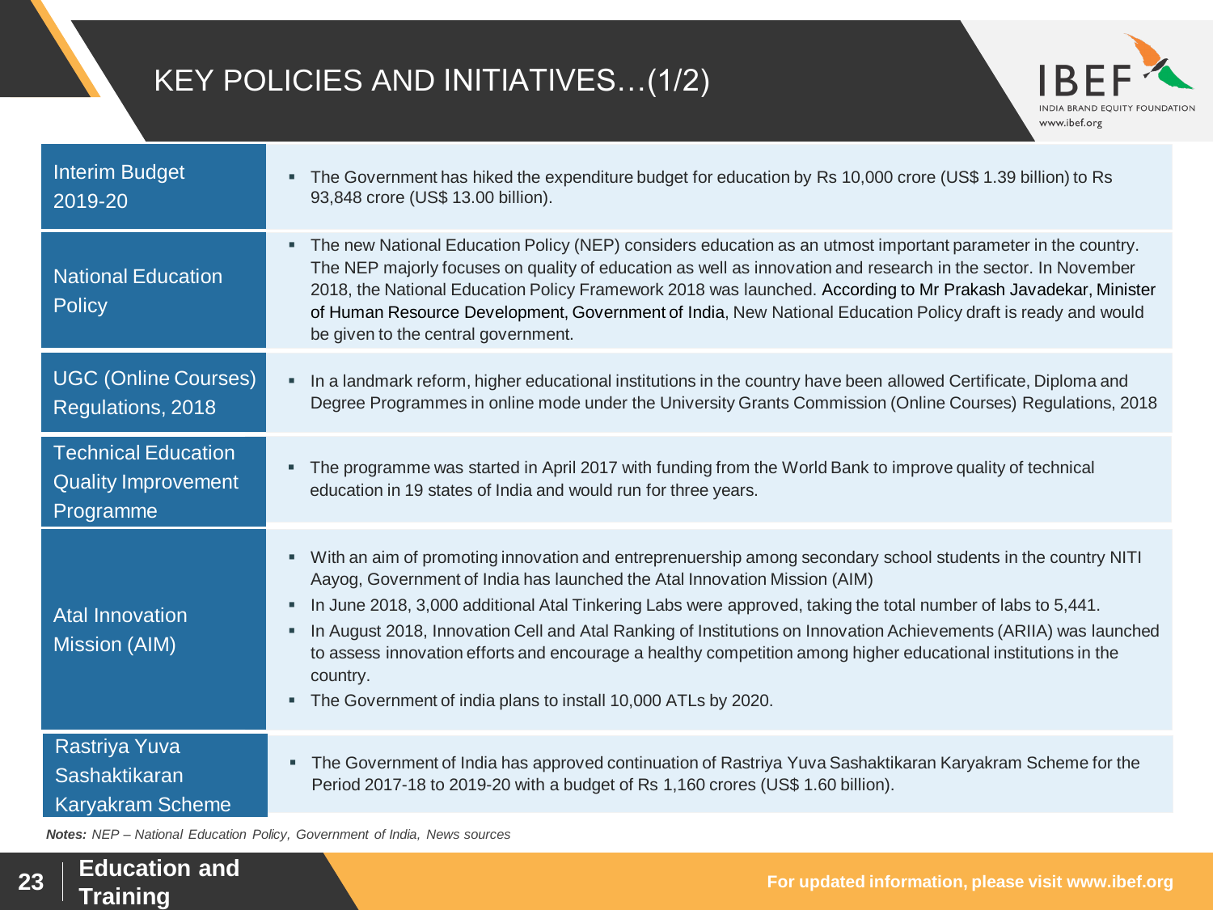# KEY POLICIES AND INITIATIVES…(1/2)

| Initiative | Details |
|---|---|
| Interim Budget 2019-20 | ▪ The Government has hiked the expenditure budget for education by Rs 10,000 crore (US$ 1.39 billion) to Rs 93,848 crore (US$ 13.00 billion). |
| National Education Policy | ▪ The new National Education Policy (NEP) considers education as an utmost important parameter in the country. The NEP majorly focuses on quality of education as well as innovation and research in the sector. In November 2018, the National Education Policy Framework 2018 was launched. According to Mr Prakash Javadekar, Minister of Human Resource Development, Government of India, New National Education Policy draft is ready and would be given to the central government. |
| UGC (Online Courses) Regulations, 2018 | ▪ In a landmark reform, higher educational institutions in the country have been allowed Certificate, Diploma and Degree Programmes in online mode under the University Grants Commission (Online Courses) Regulations, 2018 |
| Technical Education Quality Improvement Programme | ▪ The programme was started in April 2017 with funding from the World Bank to improve quality of technical education in 19 states of India and would run for three years. |
| Atal Innovation Mission (AIM) | ▪ With an aim of promoting innovation and entreprenuership among secondary school students in the country NITI Aayog, Government of India has launched the Atal Innovation Mission (AIM)<br>▪ In June 2018, 3,000 additional Atal Tinkering Labs were approved, taking the total number of labs to 5,441.<br>▪ In August 2018, Innovation Cell and Atal Ranking of Institutions on Innovation Achievements (ARIIA) was launched to assess innovation efforts and encourage a healthy competition among higher educational institutions in the country.<br>▪ The Government of india plans to install 10,000 ATLs by 2020. |
| Rastriya Yuva Sashaktikaran Karyakram Scheme | ▪ The Government of India has approved continuation of Rastriya Yuva Sashaktikaran Karyakram Scheme for the Period 2017-18 to 2019-20 with a budget of Rs 1,160 crores (US$ 1.60 billion). |

***Notes:*** *NEP – National Education Policy, Government of India, News sources*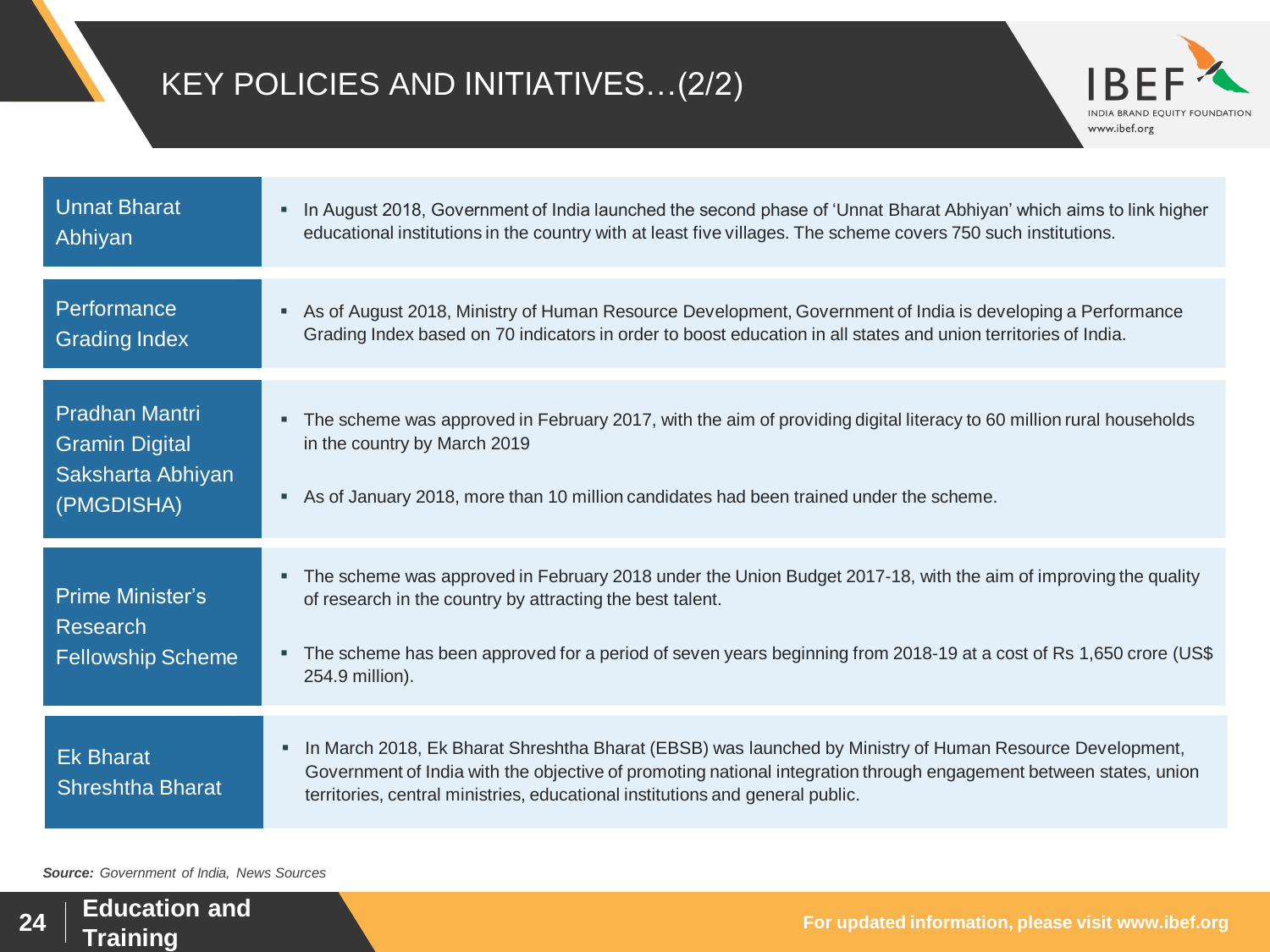# KEY POLICIES AND INITIATIVES…(2/2)

| | |
|---|---|
| Unnat Bharat Abhiyan | ▪ In August 2018, Government of India launched the second phase of 'Unnat Bharat Abhiyan' which aims to link higher educational institutions in the country with at least five villages. The scheme covers 750 such institutions. |
| Performance Grading Index | ▪ As of August 2018, Ministry of Human Resource Development, Government of India is developing a Performance Grading Index based on 70 indicators in order to boost education in all states and union territories of India. |
| Pradhan Mantri Gramin Digital Saksharta Abhiyan (PMGDISHA) | ▪ The scheme was approved in February 2017, with the aim of providing digital literacy to 60 million rural households in the country by March 2019<br>▪ As of January 2018, more than 10 million candidates had been trained under the scheme. |
| Prime Minister's Research Fellowship Scheme | ▪ The scheme was approved in February 2018 under the Union Budget 2017-18, with the aim of improving the quality of research in the country by attracting the best talent.<br>▪ The scheme has been approved for a period of seven years beginning from 2018-19 at a cost of Rs 1,650 crore (US$ 254.9 million). |
| Ek Bharat Shreshtha Bharat | ▪ In March 2018, Ek Bharat Shreshtha Bharat (EBSB) was launched by Ministry of Human Resource Development, Government of India with the objective of promoting national integration through engagement between states, union territories, central ministries, educational institutions and general public. |

***Source:*** *Government of India, News Sources*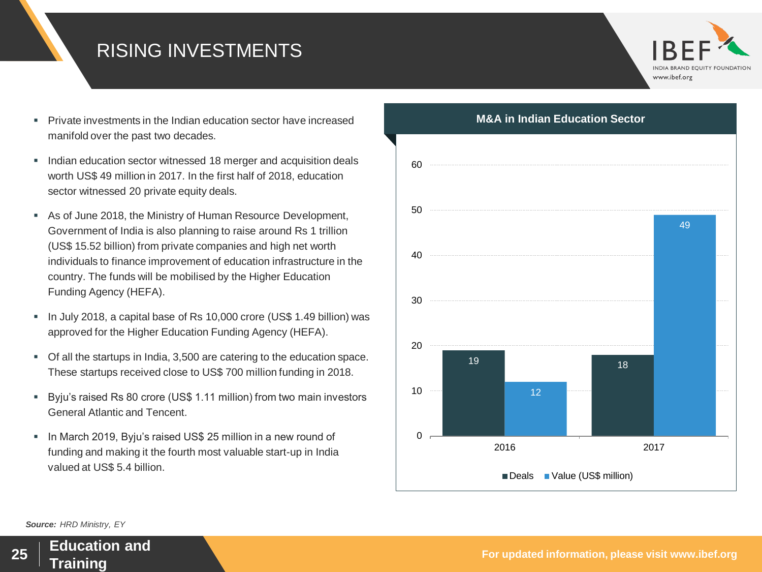# RISING INVESTMENTS

- Private investments in the Indian education sector have increased manifold over the past two decades.
- Indian education sector witnessed 18 merger and acquisition deals worth US$ 49 million in 2017. In the first half of 2018, education sector witnessed 20 private equity deals.
- As of June 2018, the Ministry of Human Resource Development, Government of India is also planning to raise around Rs 1 trillion (US$ 15.52 billion) from private companies and high net worth individuals to finance improvement of education infrastructure in the country. The funds will be mobilised by the Higher Education Funding Agency (HEFA).
- In July 2018, a capital base of Rs 10,000 crore (US$ 1.49 billion) was approved for the Higher Education Funding Agency (HEFA).
- Of all the startups in India, 3,500 are catering to the education space. These startups received close to US$ 700 million funding in 2018.
- Byju's raised Rs 80 crore (US$ 1.11 million) from two main investors General Atlantic and Tencent.
- In March 2019, Byju's raised US$ 25 million in a new round of funding and making it the fourth most valuable start-up in India valued at US$ 5.4 billion.

**M&A in Indian Education Sector**

| Year | Deals | Value (US$ million) |
|---|---|---|
| 2016 | 19 | 12 |
| 2017 | 18 | 49 |

***Source:*** *HRD Ministry, EY*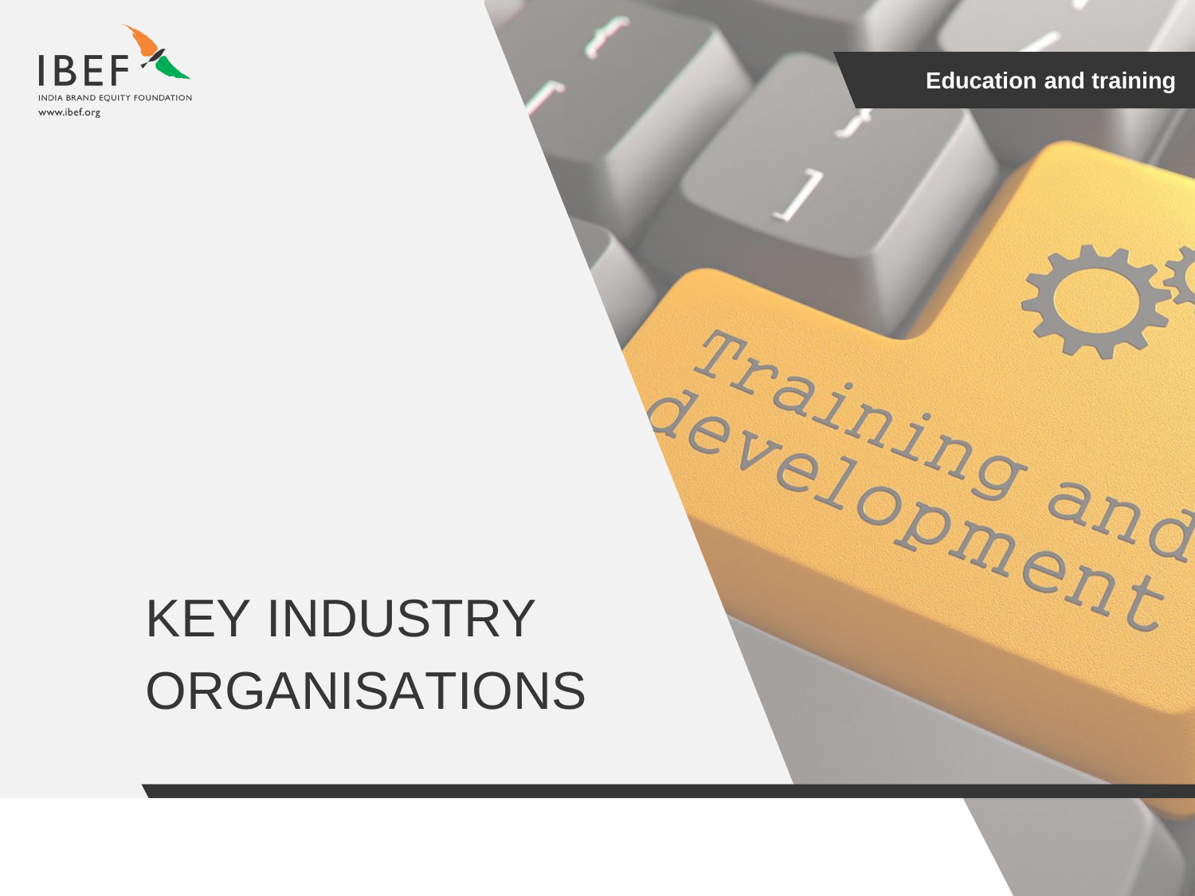# KEY INDUSTRY ORGANISATIONS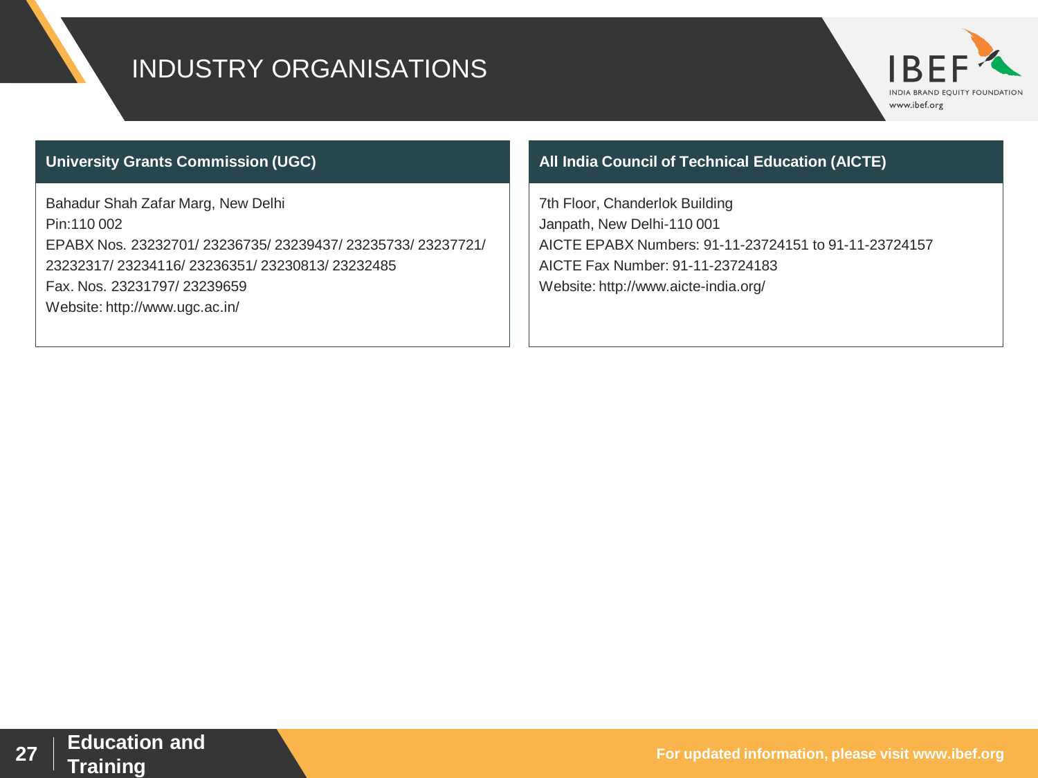# INDUSTRY ORGANISATIONS

## University Grants Commission (UGC)

Bahadur Shah Zafar Marg, New Delhi
Pin:110 002
EPABX Nos. 23232701/ 23236735/ 23239437/ 23235733/ 23237721/ 23232317/ 23234116/ 23236351/ 23230813/ 23232485
Fax. Nos. 23231797/ 23239659
Website: http://www.ugc.ac.in/

## All India Council of Technical Education (AICTE)

7th Floor, Chanderlok Building
Janpath, New Delhi-110 001
AICTE EPABX Numbers: 91-11-23724151 to 91-11-23724157
AICTE Fax Number: 91-11-23724183
Website: http://www.aicte-india.org/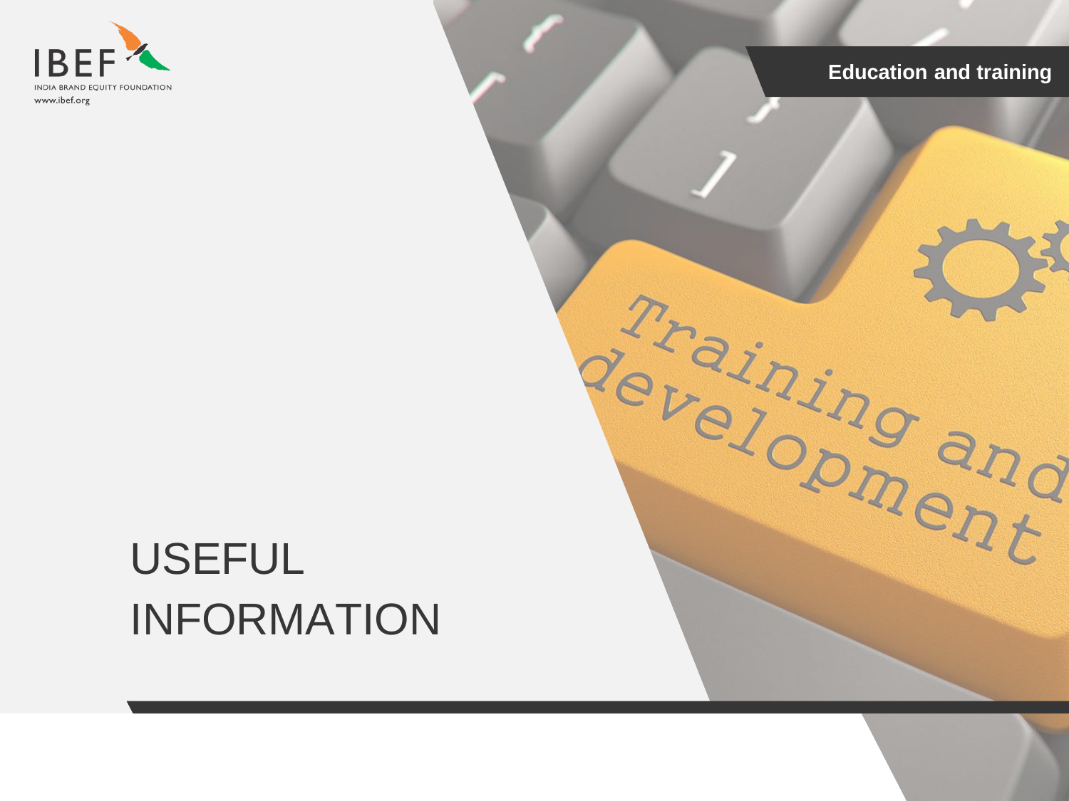# USEFUL INFORMATION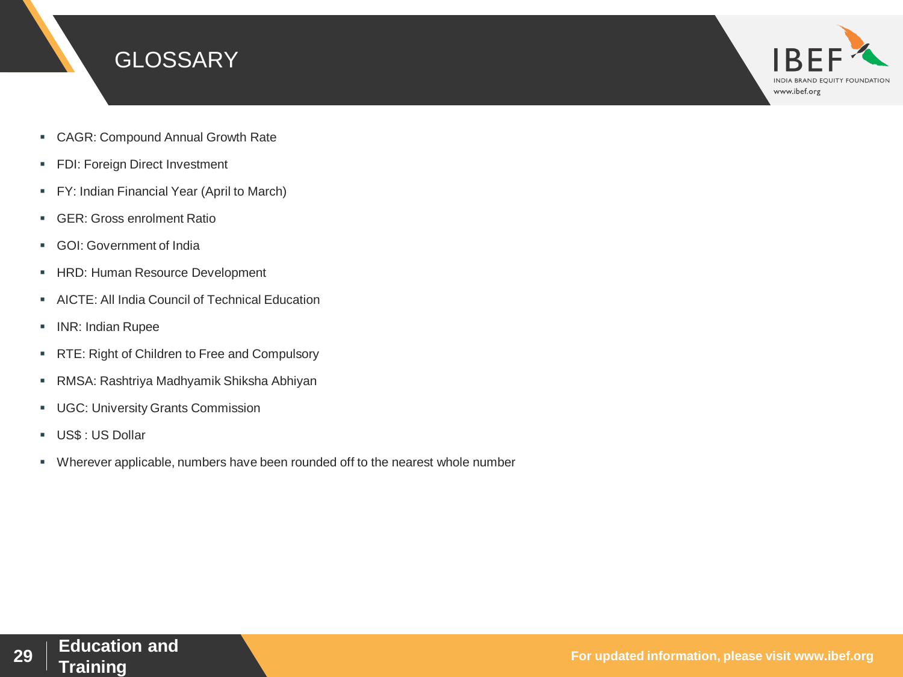# GLOSSARY

- CAGR: Compound Annual Growth Rate
- FDI: Foreign Direct Investment
- FY: Indian Financial Year (April to March)
- GER: Gross enrolment Ratio
- GOI: Government of India
- HRD: Human Resource Development
- AICTE: All India Council of Technical Education
- INR: Indian Rupee
- RTE: Right of Children to Free and Compulsory
- RMSA: Rashtriya Madhyamik Shiksha Abhiyan
- UGC: University Grants Commission
- US$ : US Dollar
- Wherever applicable, numbers have been rounded off to the nearest whole number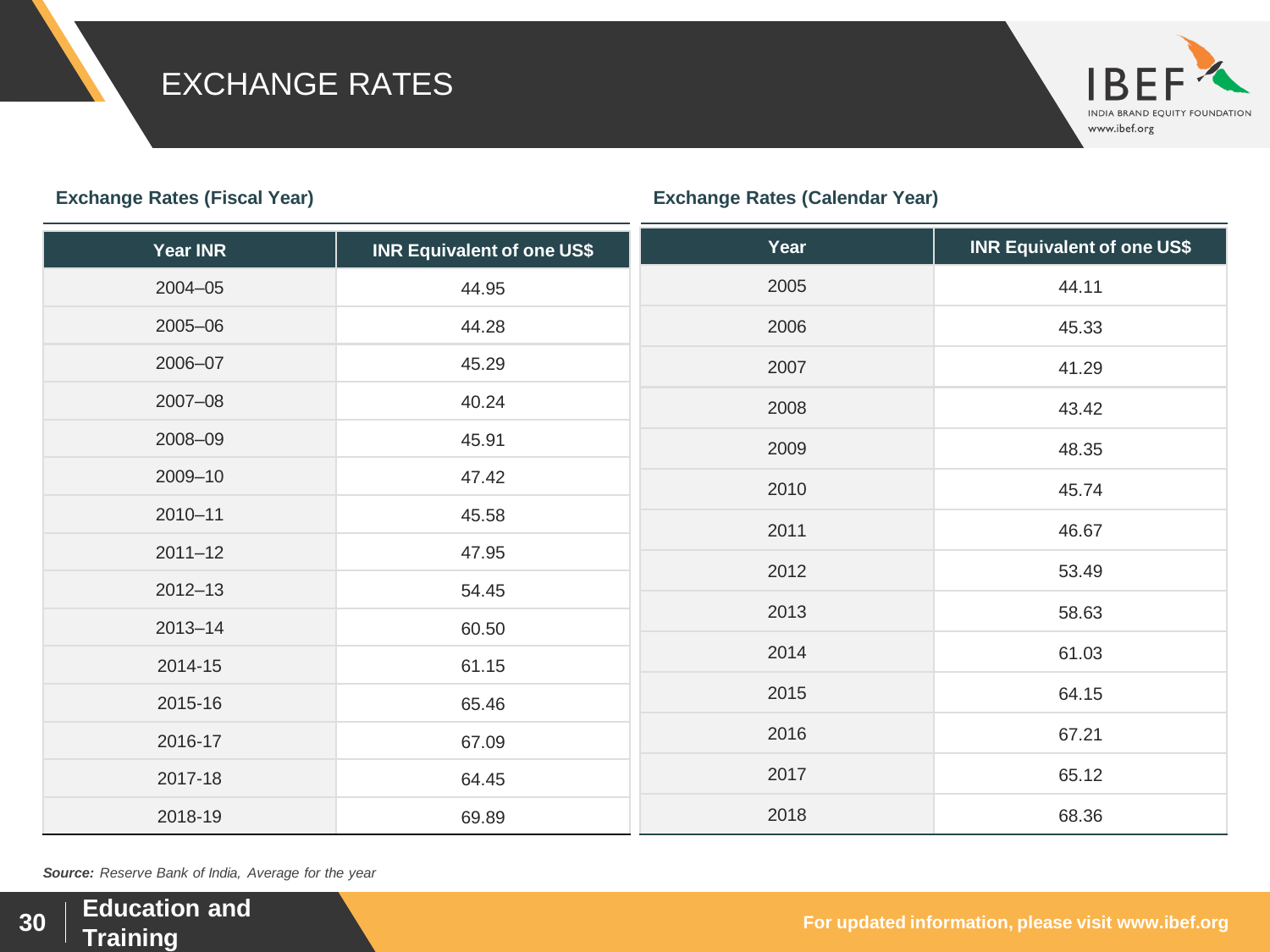# EXCHANGE RATES

**Exchange Rates (Fiscal Year)**

| Year INR | INR Equivalent of one US$ |
|---|---|
| 2004–05 | 44.95 |
| 2005–06 | 44.28 |
| 2006–07 | 45.29 |
| 2007–08 | 40.24 |
| 2008–09 | 45.91 |
| 2009–10 | 47.42 |
| 2010–11 | 45.58 |
| 2011–12 | 47.95 |
| 2012–13 | 54.45 |
| 2013–14 | 60.50 |
| 2014-15 | 61.15 |
| 2015-16 | 65.46 |
| 2016-17 | 67.09 |
| 2017-18 | 64.45 |
| 2018-19 | 69.89 |

**Exchange Rates (Calendar Year)**

| Year | INR Equivalent of one US$ |
|---|---|
| 2005 | 44.11 |
| 2006 | 45.33 |
| 2007 | 41.29 |
| 2008 | 43.42 |
| 2009 | 48.35 |
| 2010 | 45.74 |
| 2011 | 46.67 |
| 2012 | 53.49 |
| 2013 | 58.63 |
| 2014 | 61.03 |
| 2015 | 64.15 |
| 2016 | 67.21 |
| 2017 | 65.12 |
| 2018 | 68.36 |

***Source:*** *Reserve Bank of India, Average for the year*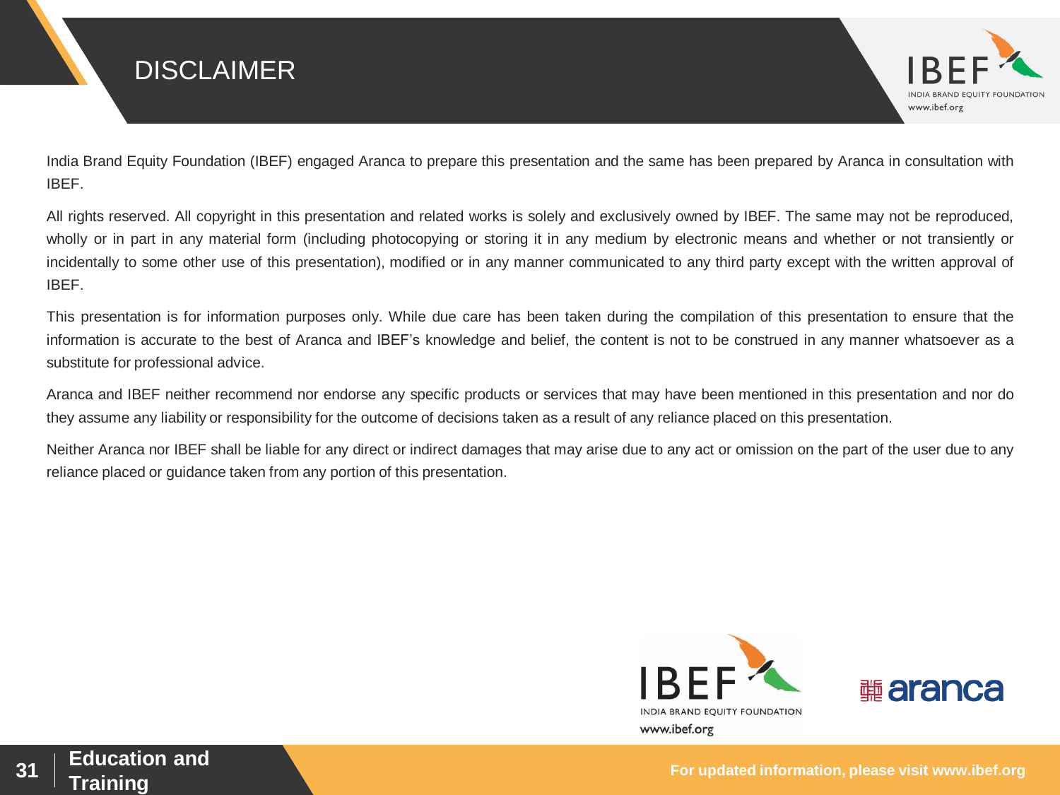# DISCLAIMER

India Brand Equity Foundation (IBEF) engaged Aranca to prepare this presentation and the same has been prepared by Aranca in consultation with IBEF.

All rights reserved. All copyright in this presentation and related works is solely and exclusively owned by IBEF. The same may not be reproduced, wholly or in part in any material form (including photocopying or storing it in any medium by electronic means and whether or not transiently or incidentally to some other use of this presentation), modified or in any manner communicated to any third party except with the written approval of IBEF.

This presentation is for information purposes only. While due care has been taken during the compilation of this presentation to ensure that the information is accurate to the best of Aranca and IBEF's knowledge and belief, the content is not to be construed in any manner whatsoever as a substitute for professional advice.

Aranca and IBEF neither recommend nor endorse any specific products or services that may have been mentioned in this presentation and nor do they assume any liability or responsibility for the outcome of decisions taken as a result of any reliance placed on this presentation.

Neither Aranca nor IBEF shall be liable for any direct or indirect damages that may arise due to any act or omission on the part of the user due to any reliance placed or guidance taken from any portion of this presentation.